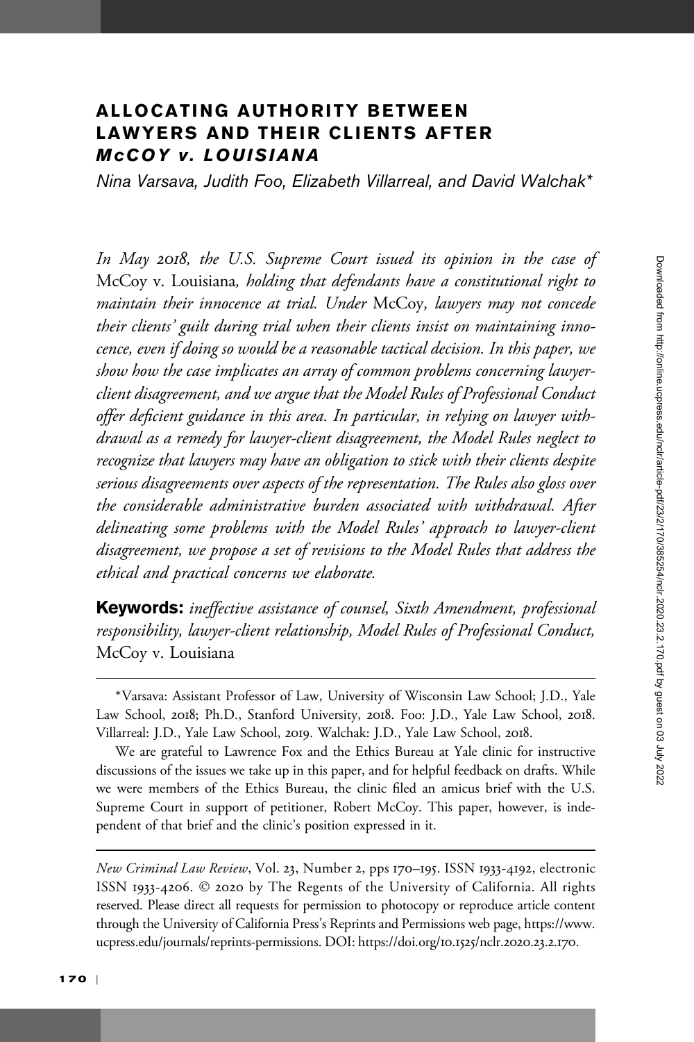# ALLOCATING AUTHORITY BETWEEN LAWYERS AND THEIR CLIENTS AFTER *McCOY v. LOUISIANA*

*Nina Varsava, Judith Foo, Elizabeth Villarreal, and David Walchak\**

*In May 2018, the U.S. Supreme Court issued its opinion in the case of* McCoy v. Louisiana*, holding that defendants have a constitutional right to maintain their innocence at trial. Under* McCoy*, lawyers may not concede their clients' guilt during trial when their clients insist on maintaining innocence, even if doing so would be a reasonable tactical decision. In this paper, we show how the case implicates an array of common problems concerning lawyer-client disagreement, and we argue that the Model Rules of Professional Conduct offer deficient guidance in this area. In particular, in relying on lawyer withdrawal as a remedy for lawyer-client disagreement, the Model Rules neglect to recognize that lawyers may have an obligation to stick with their clients despite serious disagreements over aspects of the representation. The Rules also gloss over the considerable administrative burden associated with withdrawal. After delineating some problems with the Model Rules' approach to lawyer-client disagreement, we propose a set of revisions to the Model Rules that address the ethical and practical concerns we elaborate.*

**Keywords:** *ineffective assistance of counsel, Sixth Amendment, professional responsibility, lawyer-client relationship, Model Rules of Professional Conduct,* McCoy v. Louisiana

---

\*Varsava: Assistant Professor of Law, University of Wisconsin Law School; J.D., Yale Law School, 2018; Ph.D., Stanford University, 2018. Foo: J.D., Yale Law School, 2018. Villarreal: J.D., Yale Law School, 2019. Walchak: J.D., Yale Law School, 2018.

We are grateful to Lawrence Fox and the Ethics Bureau at Yale clinic for instructive discussions of the issues we take up in this paper, and for helpful feedback on drafts. While we were members of the Ethics Bureau, the clinic filed an amicus brief with the U.S. Supreme Court in support of petitioner, Robert McCoy. This paper, however, is independent of that brief and the clinic's position expressed in it.

---

*New Criminal Law Review*, Vol. 23, Number 2, pps 170–195. ISSN 1933-4192, electronic ISSN 1933-4206. © 2020 by The Regents of the University of California. All rights reserved. Please direct all requests for permission to photocopy or reproduce article content through the University of California Press's Reprints and Permissions web page, https://www.ucpress.edu/journals/reprints-permissions. DOI: https://doi.org/10.1525/nclr.2020.23.2.170.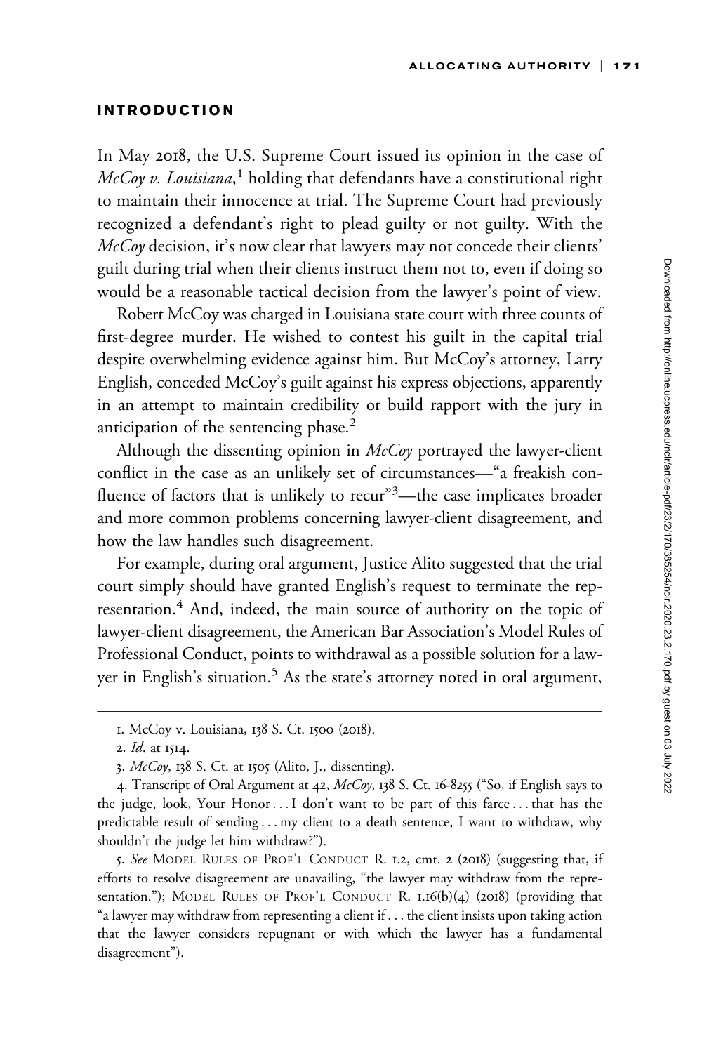## INTRODUCTION

In May 2018, the U.S. Supreme Court issued its opinion in the case of *McCoy v. Louisiana*,[1] holding that defendants have a constitutional right to maintain their innocence at trial. The Supreme Court had previously recognized a defendant's right to plead guilty or not guilty. With the *McCoy* decision, it's now clear that lawyers may not concede their clients' guilt during trial when their clients instruct them not to, even if doing so would be a reasonable tactical decision from the lawyer's point of view.

Robert McCoy was charged in Louisiana state court with three counts of first-degree murder. He wished to contest his guilt in the capital trial despite overwhelming evidence against him. But McCoy's attorney, Larry English, conceded McCoy's guilt against his express objections, apparently in an attempt to maintain credibility or build rapport with the jury in anticipation of the sentencing phase.[2]

Although the dissenting opinion in *McCoy* portrayed the lawyer-client conflict in the case as an unlikely set of circumstances—"a freakish confluence of factors that is unlikely to recur"[3]—the case implicates broader and more common problems concerning lawyer-client disagreement, and how the law handles such disagreement.

For example, during oral argument, Justice Alito suggested that the trial court simply should have granted English's request to terminate the representation.[4] And, indeed, the main source of authority on the topic of lawyer-client disagreement, the American Bar Association's Model Rules of Professional Conduct, points to withdrawal as a possible solution for a lawyer in English's situation.[5] As the state's attorney noted in oral argument,

---

1. McCoy v. Louisiana, 138 S. Ct. 1500 (2018).

2. *Id*. at 1514.

3. *McCoy*, 138 S. Ct. at 1505 (Alito, J., dissenting).

4. Transcript of Oral Argument at 42, *McCoy*, 138 S. Ct. 16-8255 ("So, if English says to the judge, look, Your Honor . . . I don't want to be part of this farce . . . that has the predictable result of sending . . . my client to a death sentence, I want to withdraw, why shouldn't the judge let him withdraw?").

5. *See* Model Rules of Prof'l Conduct R. 1.2, cmt. 2 (2018) (suggesting that, if efforts to resolve disagreement are unavailing, "the lawyer may withdraw from the representation."); Model Rules of Prof'l Conduct R. 1.16(b)(4) (2018) (providing that "a lawyer may withdraw from representing a client if . . . the client insists upon taking action that the lawyer considers repugnant or with which the lawyer has a fundamental disagreement").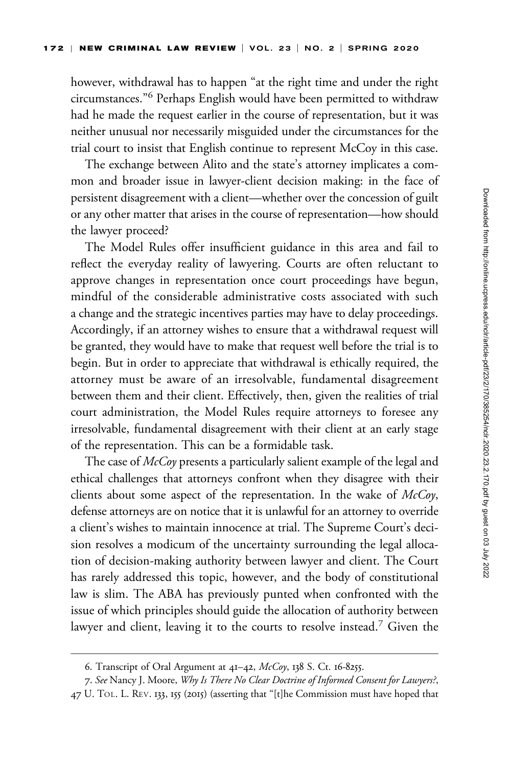however, withdrawal has to happen "at the right time and under the right circumstances."[6] Perhaps English would have been permitted to withdraw had he made the request earlier in the course of representation, but it was neither unusual nor necessarily misguided under the circumstances for the trial court to insist that English continue to represent McCoy in this case.

The exchange between Alito and the state's attorney implicates a common and broader issue in lawyer-client decision making: in the face of persistent disagreement with a client—whether over the concession of guilt or any other matter that arises in the course of representation—how should the lawyer proceed?

The Model Rules offer insufficient guidance in this area and fail to reflect the everyday reality of lawyering. Courts are often reluctant to approve changes in representation once court proceedings have begun, mindful of the considerable administrative costs associated with such a change and the strategic incentives parties may have to delay proceedings. Accordingly, if an attorney wishes to ensure that a withdrawal request will be granted, they would have to make that request well before the trial is to begin. But in order to appreciate that withdrawal is ethically required, the attorney must be aware of an irresolvable, fundamental disagreement between them and their client. Effectively, then, given the realities of trial court administration, the Model Rules require attorneys to foresee any irresolvable, fundamental disagreement with their client at an early stage of the representation. This can be a formidable task.

The case of *McCoy* presents a particularly salient example of the legal and ethical challenges that attorneys confront when they disagree with their clients about some aspect of the representation. In the wake of *McCoy*, defense attorneys are on notice that it is unlawful for an attorney to override a client's wishes to maintain innocence at trial. The Supreme Court's decision resolves a modicum of the uncertainty surrounding the legal allocation of decision-making authority between lawyer and client. The Court has rarely addressed this topic, however, and the body of constitutional law is slim. The ABA has previously punted when confronted with the issue of which principles should guide the allocation of authority between lawyer and client, leaving it to the courts to resolve instead.[7] Given the

---

6. Transcript of Oral Argument at 41–42, *McCoy*, 138 S. Ct. 16-8255.

7. *See* Nancy J. Moore, *Why Is There No Clear Doctrine of Informed Consent for Lawyers?*, 47 U. Tol. L. Rev. 133, 155 (2015) (asserting that "[t]he Commission must have hoped that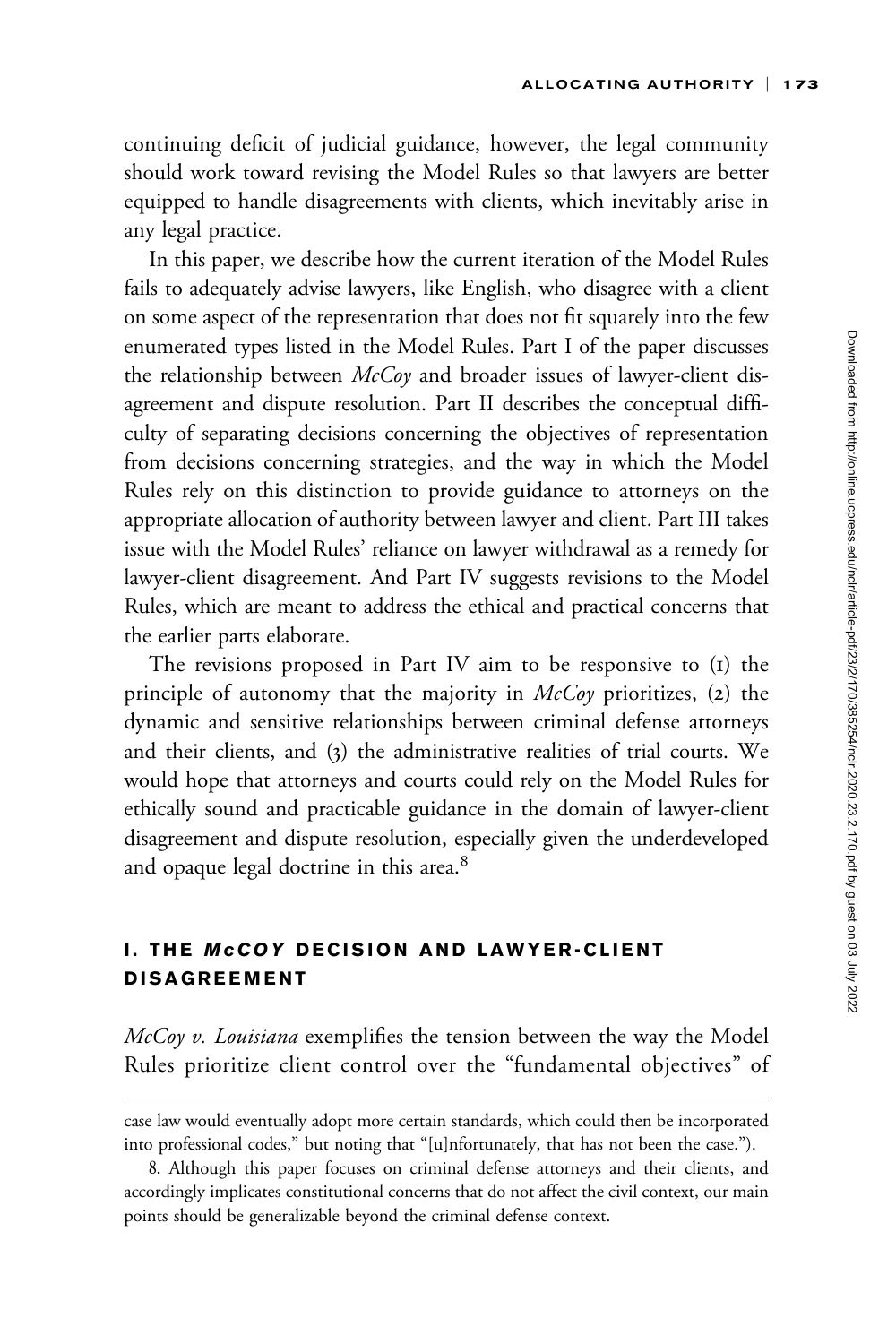continuing deficit of judicial guidance, however, the legal community should work toward revising the Model Rules so that lawyers are better equipped to handle disagreements with clients, which inevitably arise in any legal practice.

In this paper, we describe how the current iteration of the Model Rules fails to adequately advise lawyers, like English, who disagree with a client on some aspect of the representation that does not fit squarely into the few enumerated types listed in the Model Rules. Part I of the paper discusses the relationship between *McCoy* and broader issues of lawyer-client disagreement and dispute resolution. Part II describes the conceptual difficulty of separating decisions concerning the objectives of representation from decisions concerning strategies, and the way in which the Model Rules rely on this distinction to provide guidance to attorneys on the appropriate allocation of authority between lawyer and client. Part III takes issue with the Model Rules' reliance on lawyer withdrawal as a remedy for lawyer-client disagreement. And Part IV suggests revisions to the Model Rules, which are meant to address the ethical and practical concerns that the earlier parts elaborate.

The revisions proposed in Part IV aim to be responsive to (1) the principle of autonomy that the majority in *McCoy* prioritizes, (2) the dynamic and sensitive relationships between criminal defense attorneys and their clients, and (3) the administrative realities of trial courts. We would hope that attorneys and courts could rely on the Model Rules for ethically sound and practicable guidance in the domain of lawyer-client disagreement and dispute resolution, especially given the underdeveloped and opaque legal doctrine in this area.[8]

## I. THE *McCOY* DECISION AND LAWYER-CLIENT DISAGREEMENT

*McCoy v. Louisiana* exemplifies the tension between the way the Model Rules prioritize client control over the "fundamental objectives" of

---

case law would eventually adopt more certain standards, which could then be incorporated into professional codes," but noting that "[u]nfortunately, that has not been the case.").

8. Although this paper focuses on criminal defense attorneys and their clients, and accordingly implicates constitutional concerns that do not affect the civil context, our main points should be generalizable beyond the criminal defense context.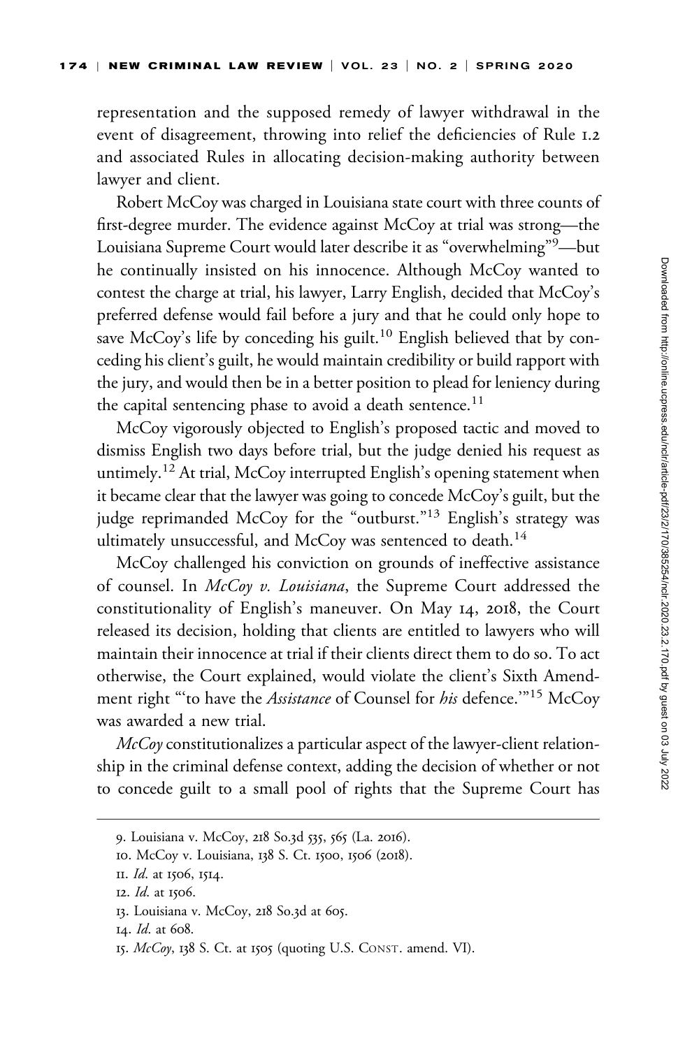representation and the supposed remedy of lawyer withdrawal in the event of disagreement, throwing into relief the deficiencies of Rule 1.2 and associated Rules in allocating decision-making authority between lawyer and client.

Robert McCoy was charged in Louisiana state court with three counts of first-degree murder. The evidence against McCoy at trial was strong—the Louisiana Supreme Court would later describe it as "overwhelming"[9]—but he continually insisted on his innocence. Although McCoy wanted to contest the charge at trial, his lawyer, Larry English, decided that McCoy's preferred defense would fail before a jury and that he could only hope to save McCoy's life by conceding his guilt.[10] English believed that by conceding his client's guilt, he would maintain credibility or build rapport with the jury, and would then be in a better position to plead for leniency during the capital sentencing phase to avoid a death sentence.[11]

McCoy vigorously objected to English's proposed tactic and moved to dismiss English two days before trial, but the judge denied his request as untimely.[12] At trial, McCoy interrupted English's opening statement when it became clear that the lawyer was going to concede McCoy's guilt, but the judge reprimanded McCoy for the "outburst."[13] English's strategy was ultimately unsuccessful, and McCoy was sentenced to death.[14]

McCoy challenged his conviction on grounds of ineffective assistance of counsel. In *McCoy v. Louisiana*, the Supreme Court addressed the constitutionality of English's maneuver. On May 14, 2018, the Court released its decision, holding that clients are entitled to lawyers who will maintain their innocence at trial if their clients direct them to do so. To act otherwise, the Court explained, would violate the client's Sixth Amendment right "'to have the *Assistance* of Counsel for *his* defence.'"[15] McCoy was awarded a new trial.

*McCoy* constitutionalizes a particular aspect of the lawyer-client relationship in the criminal defense context, adding the decision of whether or not to concede guilt to a small pool of rights that the Supreme Court has

---

9. Louisiana v. McCoy, 218 So.3d 535, 565 (La. 2016).

10. McCoy v. Louisiana, 138 S. Ct. 1500, 1506 (2018).

11. *Id.* at 1506, 1514.

12. *Id.* at 1506.

13. Louisiana v. McCoy, 218 So.3d at 605.

14. *Id.* at 608.

15. *McCoy*, 138 S. Ct. at 1505 (quoting U.S. CONST. amend. VI).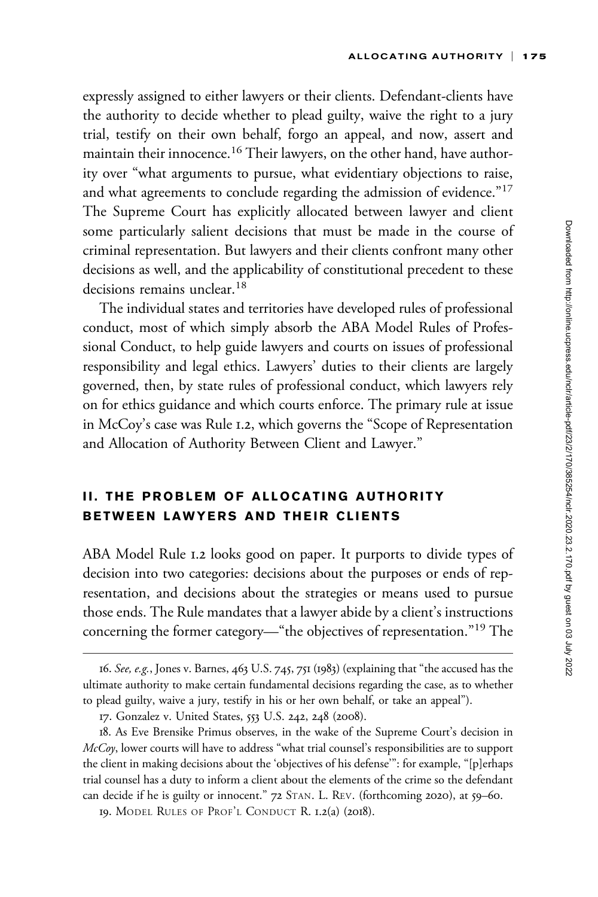expressly assigned to either lawyers or their clients. Defendant-clients have the authority to decide whether to plead guilty, waive the right to a jury trial, testify on their own behalf, forgo an appeal, and now, assert and maintain their innocence.[16] Their lawyers, on the other hand, have authority over "what arguments to pursue, what evidentiary objections to raise, and what agreements to conclude regarding the admission of evidence."[17] The Supreme Court has explicitly allocated between lawyer and client some particularly salient decisions that must be made in the course of criminal representation. But lawyers and their clients confront many other decisions as well, and the applicability of constitutional precedent to these decisions remains unclear.[18]

The individual states and territories have developed rules of professional conduct, most of which simply absorb the ABA Model Rules of Professional Conduct, to help guide lawyers and courts on issues of professional responsibility and legal ethics. Lawyers' duties to their clients are largely governed, then, by state rules of professional conduct, which lawyers rely on for ethics guidance and which courts enforce. The primary rule at issue in McCoy's case was Rule 1.2, which governs the "Scope of Representation and Allocation of Authority Between Client and Lawyer."

## II. THE PROBLEM OF ALLOCATING AUTHORITY BETWEEN LAWYERS AND THEIR CLIENTS

ABA Model Rule 1.2 looks good on paper. It purports to divide types of decision into two categories: decisions about the purposes or ends of representation, and decisions about the strategies or means used to pursue those ends. The Rule mandates that a lawyer abide by a client's instructions concerning the former category—"the objectives of representation."[19] The

---

16. *See, e.g.*, Jones v. Barnes, 463 U.S. 745, 751 (1983) (explaining that "the accused has the ultimate authority to make certain fundamental decisions regarding the case, as to whether to plead guilty, waive a jury, testify in his or her own behalf, or take an appeal").

17. Gonzalez v. United States, 553 U.S. 242, 248 (2008).

18. As Eve Brensike Primus observes, in the wake of the Supreme Court's decision in *McCoy*, lower courts will have to address "what trial counsel's responsibilities are to support the client in making decisions about the 'objectives of his defense'": for example, "[p]erhaps trial counsel has a duty to inform a client about the elements of the crime so the defendant can decide if he is guilty or innocent." 72 STAN. L. REV. (forthcoming 2020), at 59–60.

19. MODEL RULES OF PROF'L CONDUCT R. 1.2(a) (2018).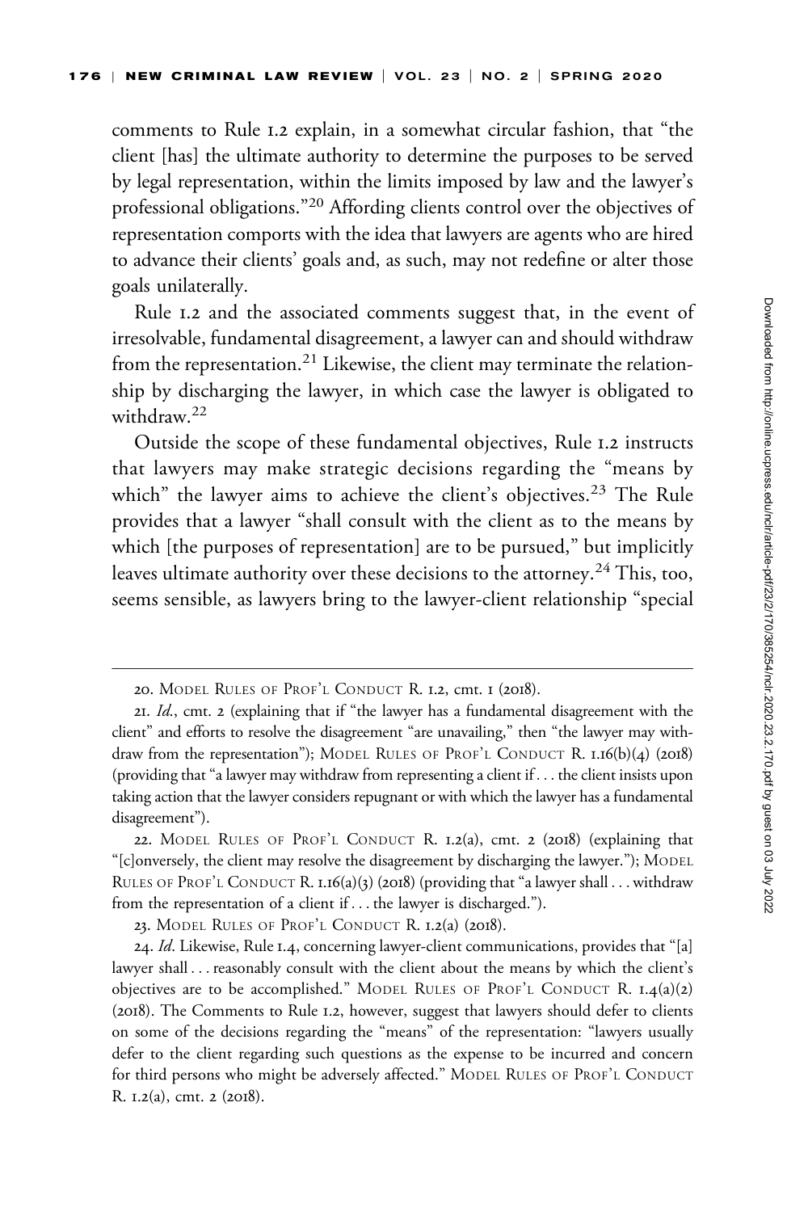comments to Rule 1.2 explain, in a somewhat circular fashion, that "the client [has] the ultimate authority to determine the purposes to be served by legal representation, within the limits imposed by law and the lawyer's professional obligations."[20] Affording clients control over the objectives of representation comports with the idea that lawyers are agents who are hired to advance their clients' goals and, as such, may not redefine or alter those goals unilaterally.

Rule 1.2 and the associated comments suggest that, in the event of irresolvable, fundamental disagreement, a lawyer can and should withdraw from the representation.[21] Likewise, the client may terminate the relationship by discharging the lawyer, in which case the lawyer is obligated to withdraw.[22]

Outside the scope of these fundamental objectives, Rule 1.2 instructs that lawyers may make strategic decisions regarding the "means by which" the lawyer aims to achieve the client's objectives.[23] The Rule provides that a lawyer "shall consult with the client as to the means by which [the purposes of representation] are to be pursued," but implicitly leaves ultimate authority over these decisions to the attorney.[24] This, too, seems sensible, as lawyers bring to the lawyer-client relationship "special

---

20. MODEL RULES OF PROF'L CONDUCT R. 1.2, cmt. 1 (2018).

21. *Id.*, cmt. 2 (explaining that if "the lawyer has a fundamental disagreement with the client" and efforts to resolve the disagreement "are unavailing," then "the lawyer may withdraw from the representation"); MODEL RULES OF PROF'L CONDUCT R. 1.16(b)(4) (2018) (providing that "a lawyer may withdraw from representing a client if . . . the client insists upon taking action that the lawyer considers repugnant or with which the lawyer has a fundamental disagreement").

22. MODEL RULES OF PROF'L CONDUCT R. 1.2(a), cmt. 2 (2018) (explaining that "[c]onversely, the client may resolve the disagreement by discharging the lawyer."); MODEL RULES OF PROF'L CONDUCT R. 1.16(a)(3) (2018) (providing that "a lawyer shall . . . withdraw from the representation of a client if . . . the lawyer is discharged.").

23. MODEL RULES OF PROF'L CONDUCT R. 1.2(a) (2018).

24. *Id*. Likewise, Rule 1.4, concerning lawyer-client communications, provides that "[a] lawyer shall . . . reasonably consult with the client about the means by which the client's objectives are to be accomplished." MODEL RULES OF PROF'L CONDUCT R. 1.4(a)(2) (2018). The Comments to Rule 1.2, however, suggest that lawyers should defer to clients on some of the decisions regarding the "means" of the representation: "lawyers usually defer to the client regarding such questions as the expense to be incurred and concern for third persons who might be adversely affected." MODEL RULES OF PROF'L CONDUCT R. 1.2(a), cmt. 2 (2018).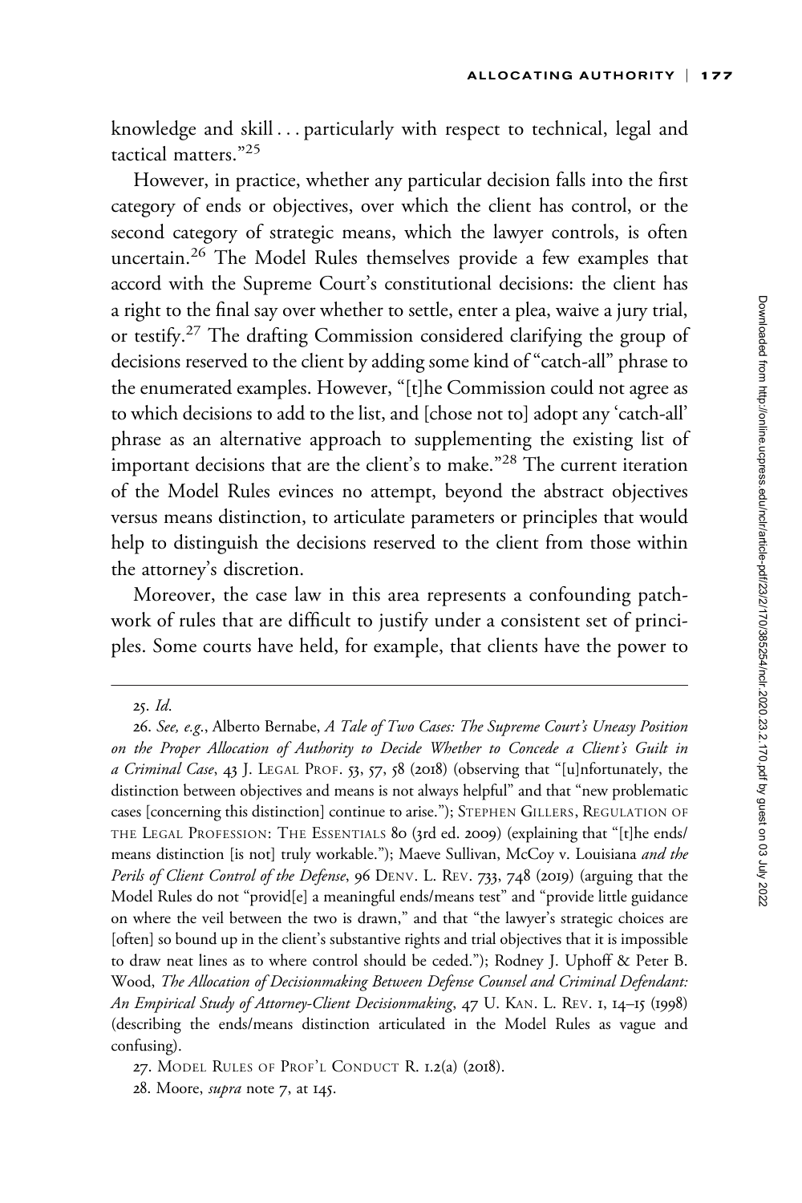knowledge and skill . . . particularly with respect to technical, legal and tactical matters."[25]

However, in practice, whether any particular decision falls into the first category of ends or objectives, over which the client has control, or the second category of strategic means, which the lawyer controls, is often uncertain.[26] The Model Rules themselves provide a few examples that accord with the Supreme Court's constitutional decisions: the client has a right to the final say over whether to settle, enter a plea, waive a jury trial, or testify.[27] The drafting Commission considered clarifying the group of decisions reserved to the client by adding some kind of "catch-all" phrase to the enumerated examples. However, "[t]he Commission could not agree as to which decisions to add to the list, and [chose not to] adopt any 'catch-all' phrase as an alternative approach to supplementing the existing list of important decisions that are the client's to make."[28] The current iteration of the Model Rules evinces no attempt, beyond the abstract objectives versus means distinction, to articulate parameters or principles that would help to distinguish the decisions reserved to the client from those within the attorney's discretion.

Moreover, the case law in this area represents a confounding patchwork of rules that are difficult to justify under a consistent set of principles. Some courts have held, for example, that clients have the power to

---

25. *Id.*

26. *See, e.g.*, Alberto Bernabe, *A Tale of Two Cases: The Supreme Court's Uneasy Position on the Proper Allocation of Authority to Decide Whether to Concede a Client's Guilt in a Criminal Case*, 43 J. LEGAL PROF. 53, 57, 58 (2018) (observing that "[u]nfortunately, the distinction between objectives and means is not always helpful" and that "new problematic cases [concerning this distinction] continue to arise."); STEPHEN GILLERS, REGULATION OF THE LEGAL PROFESSION: THE ESSENTIALS 80 (3rd ed. 2009) (explaining that "[t]he ends/means distinction [is not] truly workable."); Maeve Sullivan, McCoy v. Louisiana *and the Perils of Client Control of the Defense*, 96 DENV. L. REV. 733, 748 (2019) (arguing that the Model Rules do not "provid[e] a meaningful ends/means test" and "provide little guidance on where the veil between the two is drawn," and that "the lawyer's strategic choices are [often] so bound up in the client's substantive rights and trial objectives that it is impossible to draw neat lines as to where control should be ceded."); Rodney J. Uphoff & Peter B. Wood, *The Allocation of Decisionmaking Between Defense Counsel and Criminal Defendant: An Empirical Study of Attorney-Client Decisionmaking*, 47 U. KAN. L. REV. 1, 14–15 (1998) (describing the ends/means distinction articulated in the Model Rules as vague and confusing).

27. MODEL RULES OF PROF'L CONDUCT R. 1.2(a) (2018).

28. Moore, *supra* note 7, at 145.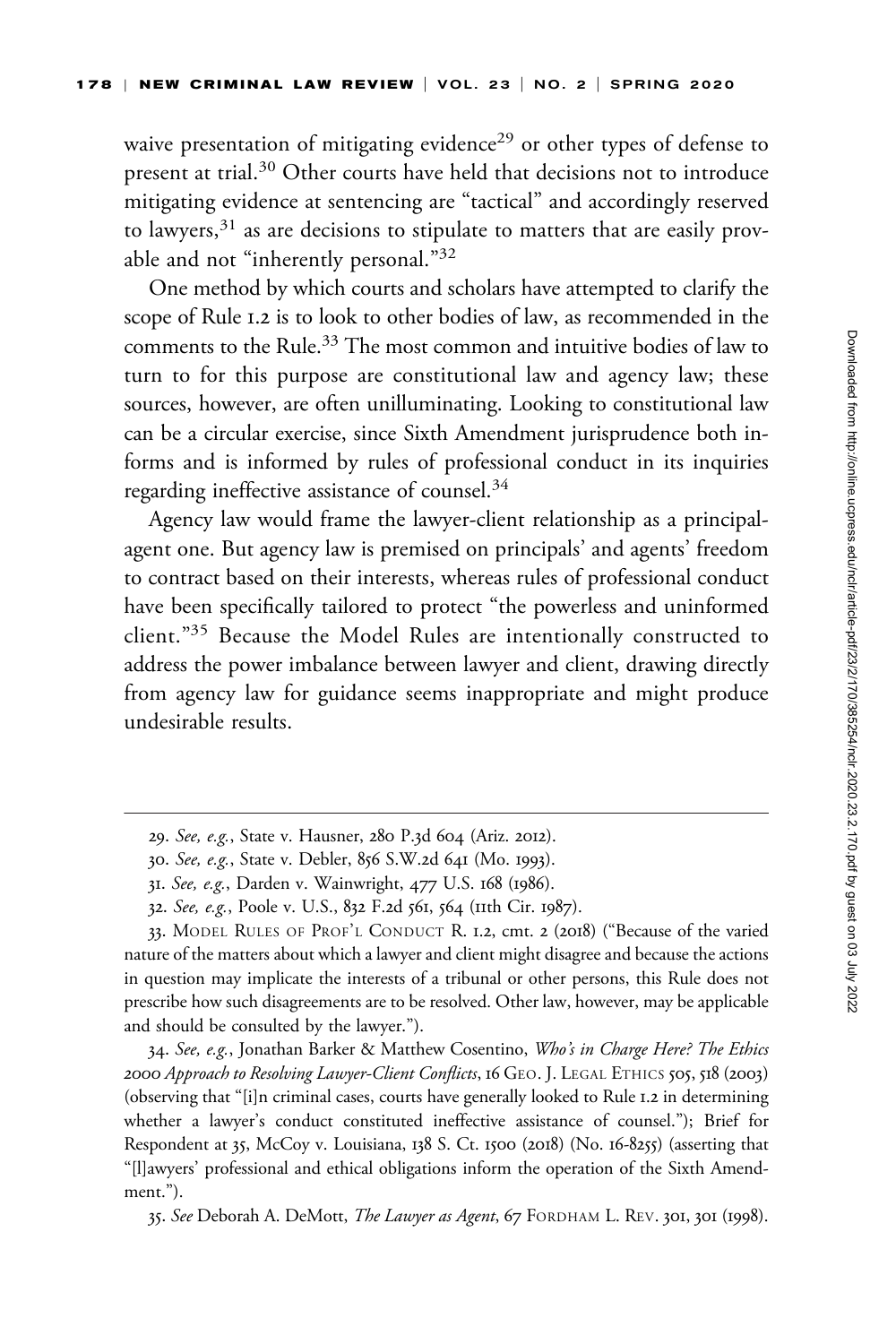waive presentation of mitigating evidence[29] or other types of defense to present at trial.[30] Other courts have held that decisions not to introduce mitigating evidence at sentencing are "tactical" and accordingly reserved to lawyers,[31] as are decisions to stipulate to matters that are easily provable and not "inherently personal."[32]

One method by which courts and scholars have attempted to clarify the scope of Rule 1.2 is to look to other bodies of law, as recommended in the comments to the Rule.[33] The most common and intuitive bodies of law to turn to for this purpose are constitutional law and agency law; these sources, however, are often unilluminating. Looking to constitutional law can be a circular exercise, since Sixth Amendment jurisprudence both informs and is informed by rules of professional conduct in its inquiries regarding ineffective assistance of counsel.[34]

Agency law would frame the lawyer-client relationship as a principal-agent one. But agency law is premised on principals' and agents' freedom to contract based on their interests, whereas rules of professional conduct have been specifically tailored to protect "the powerless and uninformed client."[35] Because the Model Rules are intentionally constructed to address the power imbalance between lawyer and client, drawing directly from agency law for guidance seems inappropriate and might produce undesirable results.

---

29. *See, e.g.*, State v. Hausner, 280 P.3d 604 (Ariz. 2012).

30. *See, e.g.*, State v. Debler, 856 S.W.2d 641 (Mo. 1993).

31. *See, e.g.*, Darden v. Wainwright, 477 U.S. 168 (1986).

32. *See, e.g.*, Poole v. U.S., 832 F.2d 561, 564 (11th Cir. 1987).

33. Model Rules of Prof'l Conduct R. 1.2, cmt. 2 (2018) ("Because of the varied nature of the matters about which a lawyer and client might disagree and because the actions in question may implicate the interests of a tribunal or other persons, this Rule does not prescribe how such disagreements are to be resolved. Other law, however, may be applicable and should be consulted by the lawyer.").

34. *See, e.g.*, Jonathan Barker & Matthew Cosentino, *Who's in Charge Here? The Ethics 2000 Approach to Resolving Lawyer-Client Conflicts*, 16 Geo. J. Legal Ethics 505, 518 (2003) (observing that "[i]n criminal cases, courts have generally looked to Rule 1.2 in determining whether a lawyer's conduct constituted ineffective assistance of counsel."); Brief for Respondent at 35, McCoy v. Louisiana, 138 S. Ct. 1500 (2018) (No. 16-8255) (asserting that "[l]awyers' professional and ethical obligations inform the operation of the Sixth Amendment.").

35. *See* Deborah A. DeMott, *The Lawyer as Agent*, 67 Fordham L. Rev. 301, 301 (1998).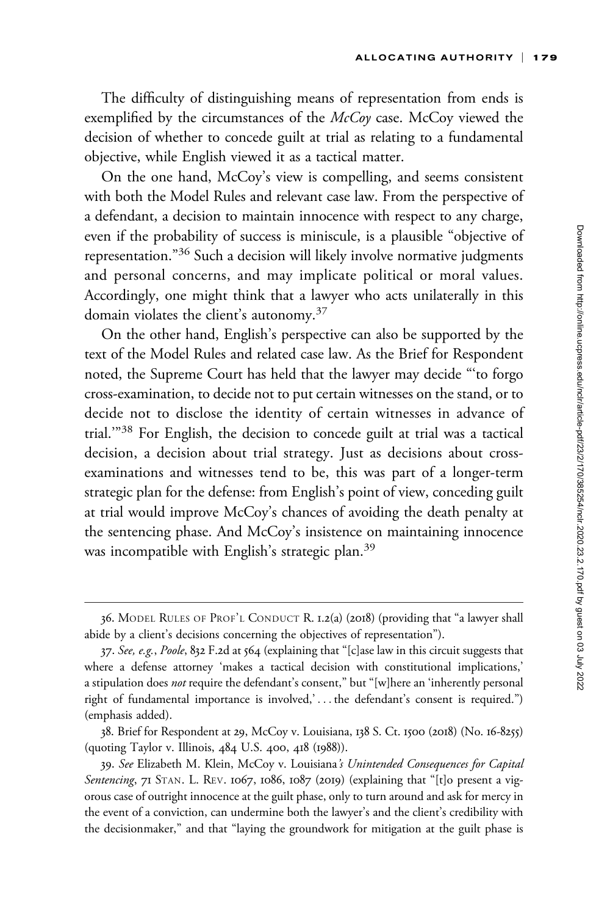The difficulty of distinguishing means of representation from ends is exemplified by the circumstances of the *McCoy* case. McCoy viewed the decision of whether to concede guilt at trial as relating to a fundamental objective, while English viewed it as a tactical matter.

On the one hand, McCoy's view is compelling, and seems consistent with both the Model Rules and relevant case law. From the perspective of a defendant, a decision to maintain innocence with respect to any charge, even if the probability of success is miniscule, is a plausible "objective of representation."[36] Such a decision will likely involve normative judgments and personal concerns, and may implicate political or moral values. Accordingly, one might think that a lawyer who acts unilaterally in this domain violates the client's autonomy.[37]

On the other hand, English's perspective can also be supported by the text of the Model Rules and related case law. As the Brief for Respondent noted, the Supreme Court has held that the lawyer may decide "'to forgo cross-examination, to decide not to put certain witnesses on the stand, or to decide not to disclose the identity of certain witnesses in advance of trial.'"[38] For English, the decision to concede guilt at trial was a tactical decision, a decision about trial strategy. Just as decisions about cross-examinations and witnesses tend to be, this was part of a longer-term strategic plan for the defense: from English's point of view, conceding guilt at trial would improve McCoy's chances of avoiding the death penalty at the sentencing phase. And McCoy's insistence on maintaining innocence was incompatible with English's strategic plan.[39]

---

36. Model Rules of Prof'l Conduct R. 1.2(a) (2018) (providing that "a lawyer shall abide by a client's decisions concerning the objectives of representation").

37. *See, e.g.*, *Poole*, 832 F.2d at 564 (explaining that "[c]ase law in this circuit suggests that where a defense attorney 'makes a tactical decision with constitutional implications,' a stipulation does *not* require the defendant's consent," but "[w]here an 'inherently personal right of fundamental importance is involved,' . . . the defendant's consent is required.") (emphasis added).

38. Brief for Respondent at 29, McCoy v. Louisiana, 138 S. Ct. 1500 (2018) (No. 16-8255) (quoting Taylor v. Illinois, 484 U.S. 400, 418 (1988)).

39. *See* Elizabeth M. Klein, McCoy v. Louisiana*'s Unintended Consequences for Capital Sentencing*, 71 Stan. L. Rev. 1067, 1086, 1087 (2019) (explaining that "[t]o present a vigorous case of outright innocence at the guilt phase, only to turn around and ask for mercy in the event of a conviction, can undermine both the lawyer's and the client's credibility with the decisionmaker," and that "laying the groundwork for mitigation at the guilt phase is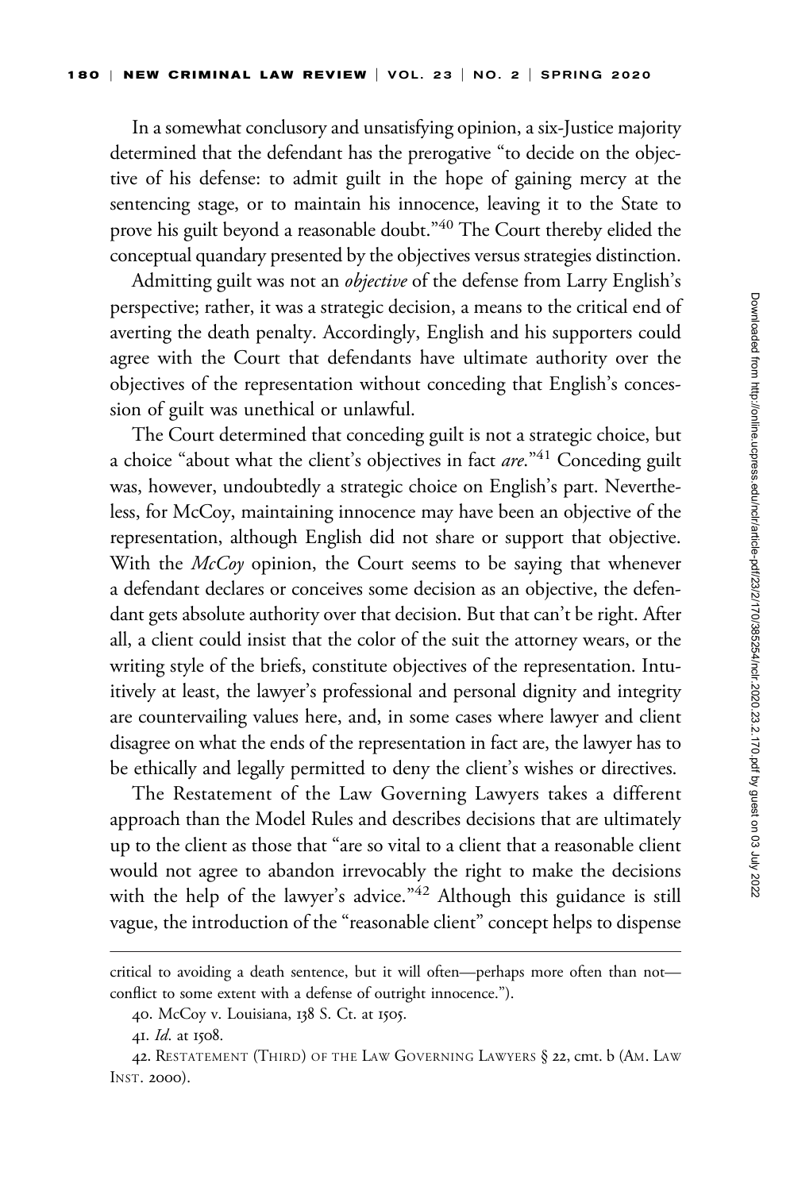In a somewhat conclusory and unsatisfying opinion, a six-Justice majority determined that the defendant has the prerogative "to decide on the objective of his defense: to admit guilt in the hope of gaining mercy at the sentencing stage, or to maintain his innocence, leaving it to the State to prove his guilt beyond a reasonable doubt."[40] The Court thereby elided the conceptual quandary presented by the objectives versus strategies distinction.

Admitting guilt was not an *objective* of the defense from Larry English's perspective; rather, it was a strategic decision, a means to the critical end of averting the death penalty. Accordingly, English and his supporters could agree with the Court that defendants have ultimate authority over the objectives of the representation without conceding that English's concession of guilt was unethical or unlawful.

The Court determined that conceding guilt is not a strategic choice, but a choice "about what the client's objectives in fact *are*."[41] Conceding guilt was, however, undoubtedly a strategic choice on English's part. Nevertheless, for McCoy, maintaining innocence may have been an objective of the representation, although English did not share or support that objective. With the *McCoy* opinion, the Court seems to be saying that whenever a defendant declares or conceives some decision as an objective, the defendant gets absolute authority over that decision. But that can't be right. After all, a client could insist that the color of the suit the attorney wears, or the writing style of the briefs, constitute objectives of the representation. Intuitively at least, the lawyer's professional and personal dignity and integrity are countervailing values here, and, in some cases where lawyer and client disagree on what the ends of the representation in fact are, the lawyer has to be ethically and legally permitted to deny the client's wishes or directives.

The Restatement of the Law Governing Lawyers takes a different approach than the Model Rules and describes decisions that are ultimately up to the client as those that "are so vital to a client that a reasonable client would not agree to abandon irrevocably the right to make the decisions with the help of the lawyer's advice."[42] Although this guidance is still vague, the introduction of the "reasonable client" concept helps to dispense

---

critical to avoiding a death sentence, but it will often—perhaps more often than not—conflict to some extent with a defense of outright innocence.").

40. McCoy v. Louisiana, 138 S. Ct. at 1505.

41. *Id.* at 1508.

42. Restatement (Third) of the Law Governing Lawyers § 22, cmt. b (Am. Law Inst. 2000).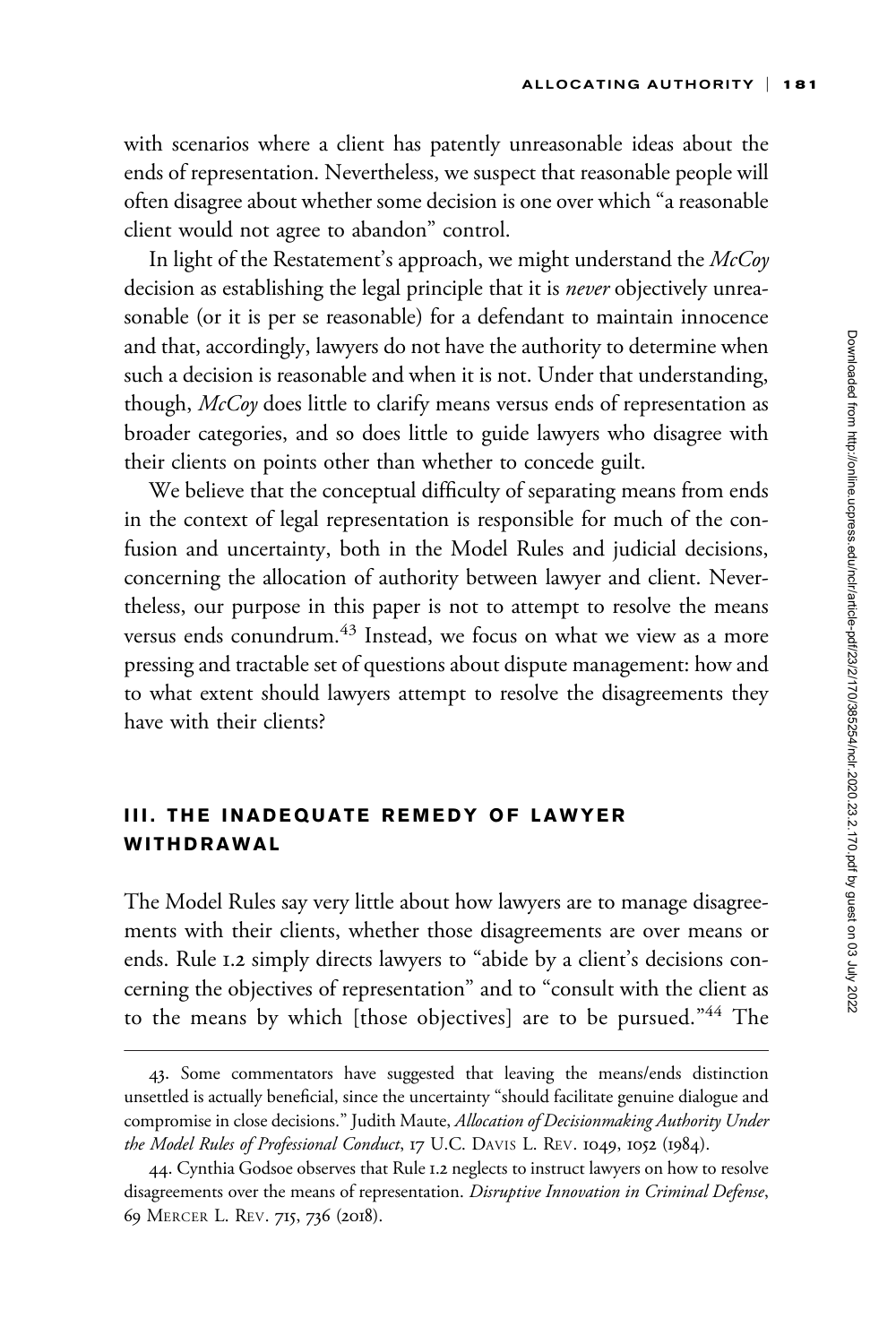with scenarios where a client has patently unreasonable ideas about the ends of representation. Nevertheless, we suspect that reasonable people will often disagree about whether some decision is one over which "a reasonable client would not agree to abandon" control.

In light of the Restatement's approach, we might understand the *McCoy* decision as establishing the legal principle that it is *never* objectively unreasonable (or it is per se reasonable) for a defendant to maintain innocence and that, accordingly, lawyers do not have the authority to determine when such a decision is reasonable and when it is not. Under that understanding, though, *McCoy* does little to clarify means versus ends of representation as broader categories, and so does little to guide lawyers who disagree with their clients on points other than whether to concede guilt.

We believe that the conceptual difficulty of separating means from ends in the context of legal representation is responsible for much of the confusion and uncertainty, both in the Model Rules and judicial decisions, concerning the allocation of authority between lawyer and client. Nevertheless, our purpose in this paper is not to attempt to resolve the means versus ends conundrum.[43] Instead, we focus on what we view as a more pressing and tractable set of questions about dispute management: how and to what extent should lawyers attempt to resolve the disagreements they have with their clients?

## III. THE INADEQUATE REMEDY OF LAWYER WITHDRAWAL

The Model Rules say very little about how lawyers are to manage disagreements with their clients, whether those disagreements are over means or ends. Rule 1.2 simply directs lawyers to "abide by a client's decisions concerning the objectives of representation" and to "consult with the client as to the means by which [those objectives] are to be pursued."[44] The

---

43. Some commentators have suggested that leaving the means/ends distinction unsettled is actually beneficial, since the uncertainty "should facilitate genuine dialogue and compromise in close decisions." Judith Maute, *Allocation of Decisionmaking Authority Under the Model Rules of Professional Conduct*, 17 U.C. DAVIS L. REV. 1049, 1052 (1984).

44. Cynthia Godsoe observes that Rule 1.2 neglects to instruct lawyers on how to resolve disagreements over the means of representation. *Disruptive Innovation in Criminal Defense*, 69 MERCER L. REV. 715, 736 (2018).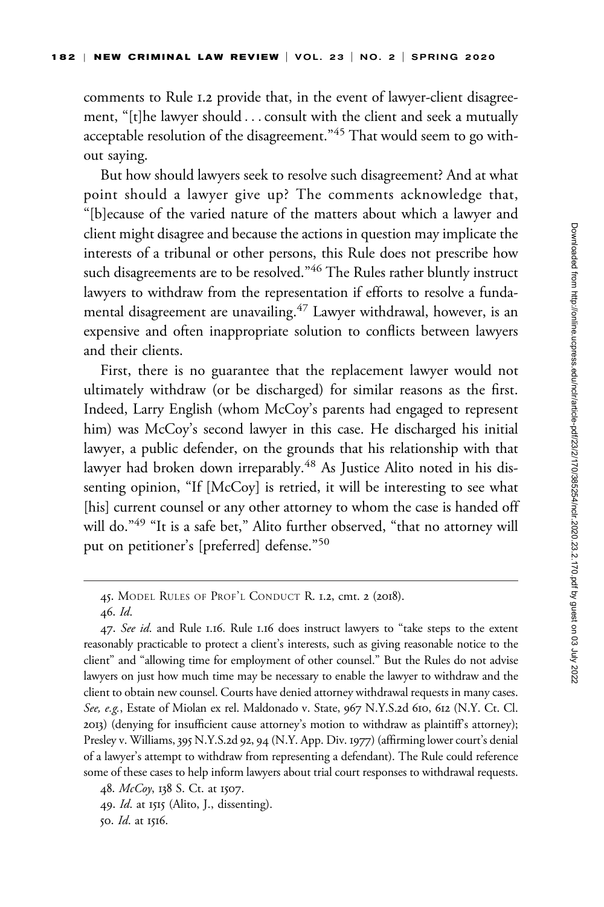comments to Rule 1.2 provide that, in the event of lawyer-client disagreement, "[t]he lawyer should . . . consult with the client and seek a mutually acceptable resolution of the disagreement."[45] That would seem to go without saying.

But how should lawyers seek to resolve such disagreement? And at what point should a lawyer give up? The comments acknowledge that, "[b]ecause of the varied nature of the matters about which a lawyer and client might disagree and because the actions in question may implicate the interests of a tribunal or other persons, this Rule does not prescribe how such disagreements are to be resolved."[46] The Rules rather bluntly instruct lawyers to withdraw from the representation if efforts to resolve a fundamental disagreement are unavailing.[47] Lawyer withdrawal, however, is an expensive and often inappropriate solution to conflicts between lawyers and their clients.

First, there is no guarantee that the replacement lawyer would not ultimately withdraw (or be discharged) for similar reasons as the first. Indeed, Larry English (whom McCoy's parents had engaged to represent him) was McCoy's second lawyer in this case. He discharged his initial lawyer, a public defender, on the grounds that his relationship with that lawyer had broken down irreparably.[48] As Justice Alito noted in his dissenting opinion, "If [McCoy] is retried, it will be interesting to see what [his] current counsel or any other attorney to whom the case is handed off will do."[49] "It is a safe bet," Alito further observed, "that no attorney will put on petitioner's [preferred] defense."[50]

---

45. Model Rules of Prof'l Conduct R. 1.2, cmt. 2 (2018).

46. *Id.*

47. *See id.* and Rule 1.16. Rule 1.16 does instruct lawyers to "take steps to the extent reasonably practicable to protect a client's interests, such as giving reasonable notice to the client" and "allowing time for employment of other counsel." But the Rules do not advise lawyers on just how much time may be necessary to enable the lawyer to withdraw and the client to obtain new counsel. Courts have denied attorney withdrawal requests in many cases. *See, e.g.*, Estate of Miolan ex rel. Maldonado v. State, 967 N.Y.S.2d 610, 612 (N.Y. Ct. Cl. 2013) (denying for insufficient cause attorney's motion to withdraw as plaintiff's attorney); Presley v. Williams, 395 N.Y.S.2d 92, 94 (N.Y. App. Div. 1977) (affirming lower court's denial of a lawyer's attempt to withdraw from representing a defendant). The Rule could reference some of these cases to help inform lawyers about trial court responses to withdrawal requests.

48. *McCoy*, 138 S. Ct. at 1507.

49. *Id.* at 1515 (Alito, J., dissenting).

50. *Id.* at 1516.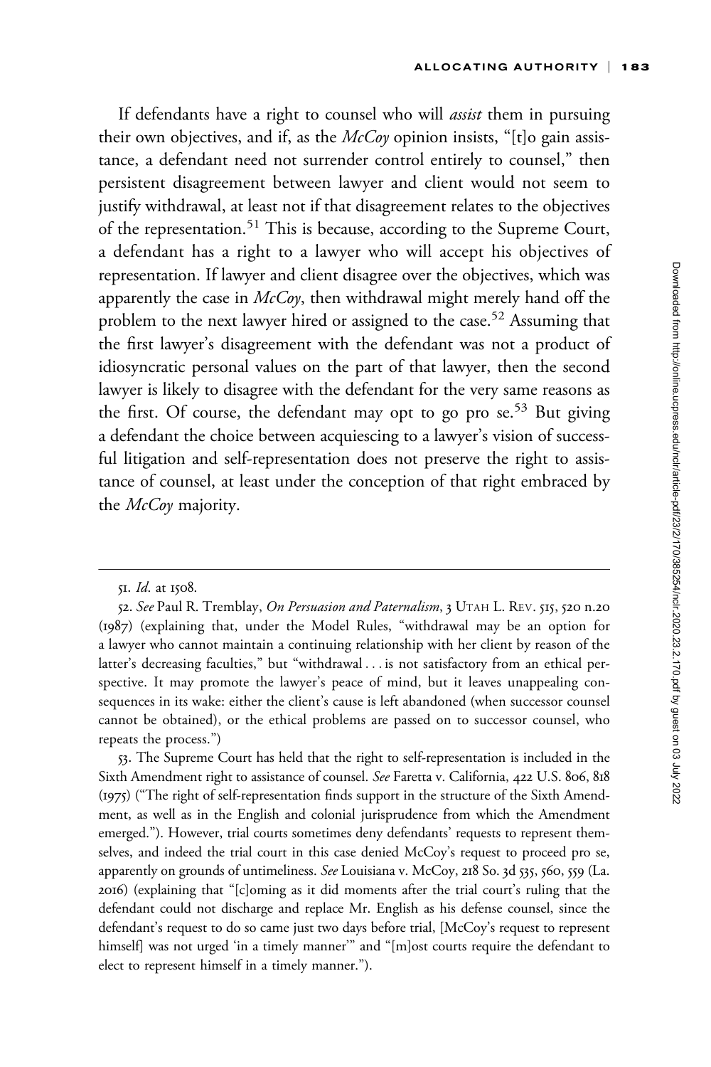If defendants have a right to counsel who will *assist* them in pursuing their own objectives, and if, as the *McCoy* opinion insists, "[t]o gain assistance, a defendant need not surrender control entirely to counsel," then persistent disagreement between lawyer and client would not seem to justify withdrawal, at least not if that disagreement relates to the objectives of the representation.[51] This is because, according to the Supreme Court, a defendant has a right to a lawyer who will accept his objectives of representation. If lawyer and client disagree over the objectives, which was apparently the case in *McCoy*, then withdrawal might merely hand off the problem to the next lawyer hired or assigned to the case.[52] Assuming that the first lawyer's disagreement with the defendant was not a product of idiosyncratic personal values on the part of that lawyer, then the second lawyer is likely to disagree with the defendant for the very same reasons as the first. Of course, the defendant may opt to go pro se.[53] But giving a defendant the choice between acquiescing to a lawyer's vision of successful litigation and self-representation does not preserve the right to assistance of counsel, at least under the conception of that right embraced by the *McCoy* majority.

---

51. *Id.* at 1508.

52. *See* Paul R. Tremblay, *On Persuasion and Paternalism*, 3 UTAH L. REV. 515, 520 n.20 (1987) (explaining that, under the Model Rules, "withdrawal may be an option for a lawyer who cannot maintain a continuing relationship with her client by reason of the latter's decreasing faculties," but "withdrawal . . . is not satisfactory from an ethical perspective. It may promote the lawyer's peace of mind, but it leaves unappealing consequences in its wake: either the client's cause is left abandoned (when successor counsel cannot be obtained), or the ethical problems are passed on to successor counsel, who repeats the process.")

53. The Supreme Court has held that the right to self-representation is included in the Sixth Amendment right to assistance of counsel. *See* Faretta v. California, 422 U.S. 806, 818 (1975) ("The right of self-representation finds support in the structure of the Sixth Amendment, as well as in the English and colonial jurisprudence from which the Amendment emerged."). However, trial courts sometimes deny defendants' requests to represent themselves, and indeed the trial court in this case denied McCoy's request to proceed pro se, apparently on grounds of untimeliness. *See* Louisiana v. McCoy, 218 So. 3d 535, 560, 559 (La. 2016) (explaining that "[c]oming as it did moments after the trial court's ruling that the defendant could not discharge and replace Mr. English as his defense counsel, since the defendant's request to do so came just two days before trial, [McCoy's request to represent himself] was not urged 'in a timely manner'" and "[m]ost courts require the defendant to elect to represent himself in a timely manner.").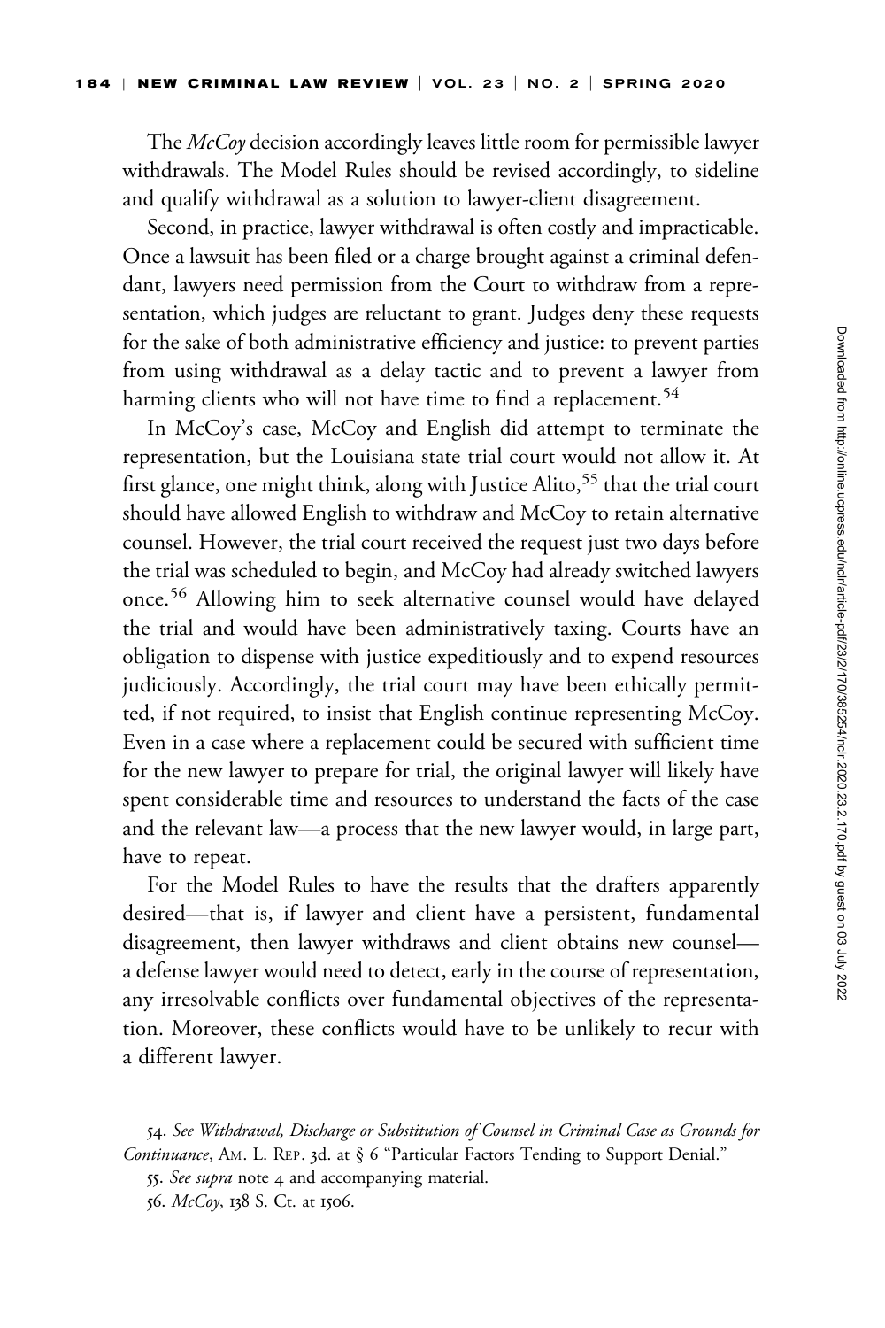The *McCoy* decision accordingly leaves little room for permissible lawyer withdrawals. The Model Rules should be revised accordingly, to sideline and qualify withdrawal as a solution to lawyer-client disagreement.

Second, in practice, lawyer withdrawal is often costly and impracticable. Once a lawsuit has been filed or a charge brought against a criminal defendant, lawyers need permission from the Court to withdraw from a representation, which judges are reluctant to grant. Judges deny these requests for the sake of both administrative efficiency and justice: to prevent parties from using withdrawal as a delay tactic and to prevent a lawyer from harming clients who will not have time to find a replacement.[54]

In McCoy's case, McCoy and English did attempt to terminate the representation, but the Louisiana state trial court would not allow it. At first glance, one might think, along with Justice Alito,[55] that the trial court should have allowed English to withdraw and McCoy to retain alternative counsel. However, the trial court received the request just two days before the trial was scheduled to begin, and McCoy had already switched lawyers once.[56] Allowing him to seek alternative counsel would have delayed the trial and would have been administratively taxing. Courts have an obligation to dispense with justice expeditiously and to expend resources judiciously. Accordingly, the trial court may have been ethically permitted, if not required, to insist that English continue representing McCoy. Even in a case where a replacement could be secured with sufficient time for the new lawyer to prepare for trial, the original lawyer will likely have spent considerable time and resources to understand the facts of the case and the relevant law—a process that the new lawyer would, in large part, have to repeat.

For the Model Rules to have the results that the drafters apparently desired—that is, if lawyer and client have a persistent, fundamental disagreement, then lawyer withdraws and client obtains new counsel—a defense lawyer would need to detect, early in the course of representation, any irresolvable conflicts over fundamental objectives of the representation. Moreover, these conflicts would have to be unlikely to recur with a different lawyer.

---

54. *See Withdrawal, Discharge or Substitution of Counsel in Criminal Case as Grounds for Continuance*, AM. L. REP. 3d. at § 6 "Particular Factors Tending to Support Denial."

55. *See supra* note 4 and accompanying material.

56. *McCoy*, 138 S. Ct. at 1506.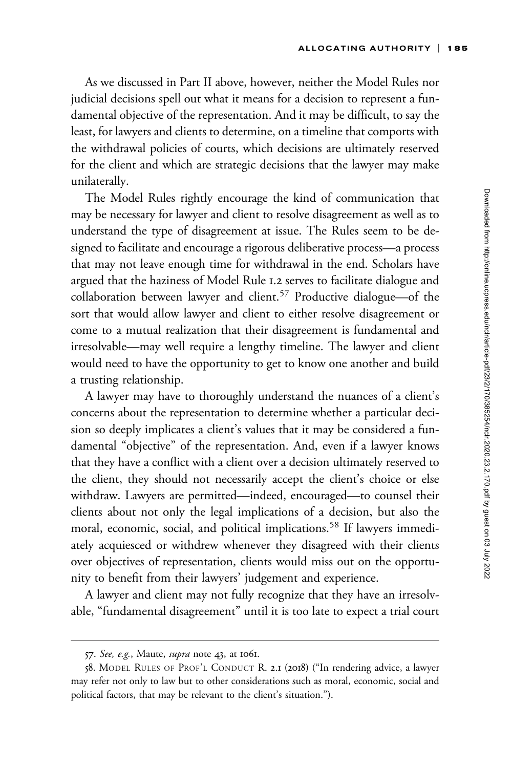As we discussed in Part II above, however, neither the Model Rules nor judicial decisions spell out what it means for a decision to represent a fundamental objective of the representation. And it may be difficult, to say the least, for lawyers and clients to determine, on a timeline that comports with the withdrawal policies of courts, which decisions are ultimately reserved for the client and which are strategic decisions that the lawyer may make unilaterally.

The Model Rules rightly encourage the kind of communication that may be necessary for lawyer and client to resolve disagreement as well as to understand the type of disagreement at issue. The Rules seem to be designed to facilitate and encourage a rigorous deliberative process—a process that may not leave enough time for withdrawal in the end. Scholars have argued that the haziness of Model Rule 1.2 serves to facilitate dialogue and collaboration between lawyer and client.[57] Productive dialogue—of the sort that would allow lawyer and client to either resolve disagreement or come to a mutual realization that their disagreement is fundamental and irresolvable—may well require a lengthy timeline. The lawyer and client would need to have the opportunity to get to know one another and build a trusting relationship.

A lawyer may have to thoroughly understand the nuances of a client's concerns about the representation to determine whether a particular decision so deeply implicates a client's values that it may be considered a fundamental "objective" of the representation. And, even if a lawyer knows that they have a conflict with a client over a decision ultimately reserved to the client, they should not necessarily accept the client's choice or else withdraw. Lawyers are permitted—indeed, encouraged—to counsel their clients about not only the legal implications of a decision, but also the moral, economic, social, and political implications.[58] If lawyers immediately acquiesced or withdrew whenever they disagreed with their clients over objectives of representation, clients would miss out on the opportunity to benefit from their lawyers' judgement and experience.

A lawyer and client may not fully recognize that they have an irresolvable, "fundamental disagreement" until it is too late to expect a trial court

---

57. *See, e.g.*, Maute, *supra* note 43, at 1061.

58. Model Rules of Prof'l Conduct R. 2.1 (2018) ("In rendering advice, a lawyer may refer not only to law but to other considerations such as moral, economic, social and political factors, that may be relevant to the client's situation.").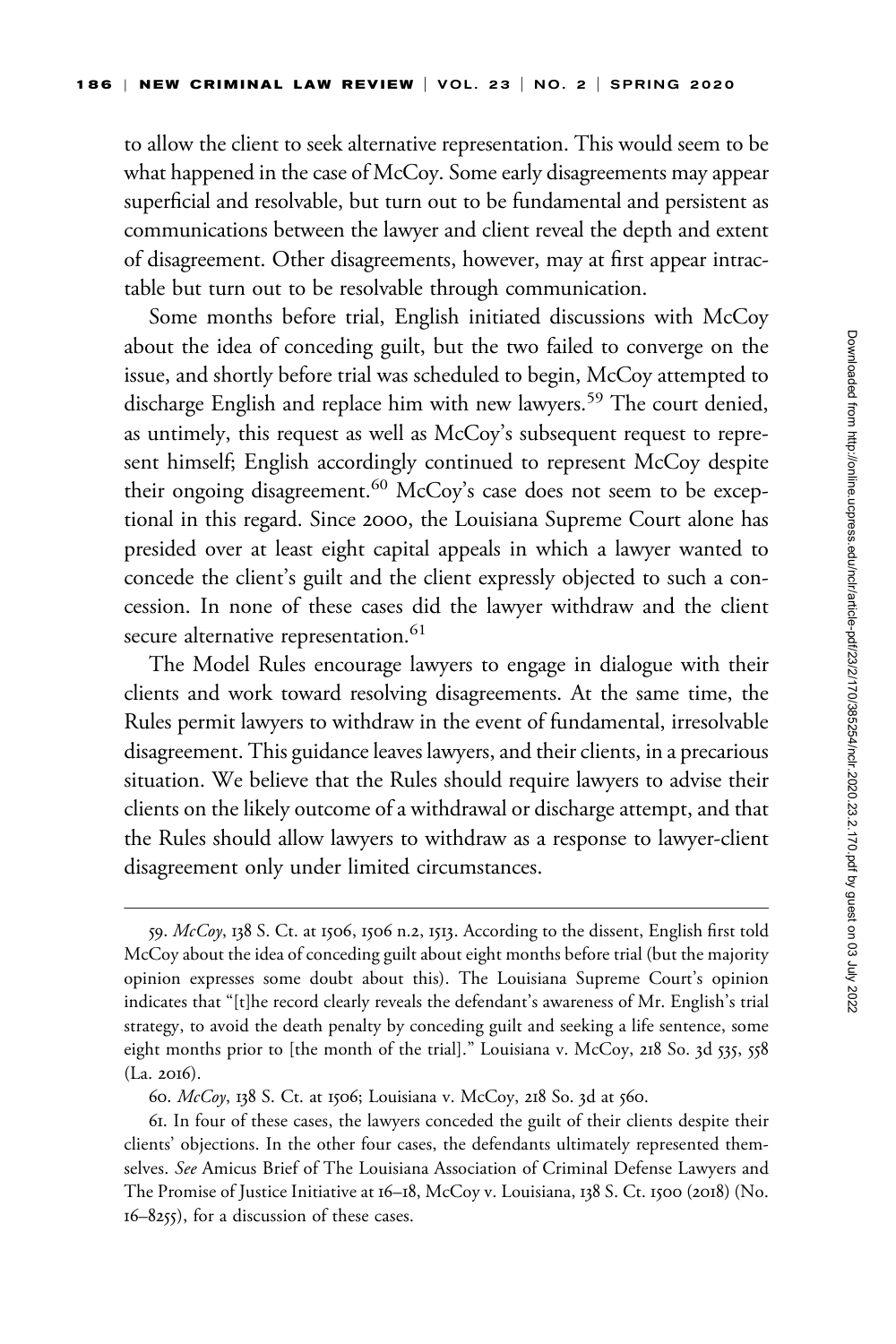to allow the client to seek alternative representation. This would seem to be what happened in the case of McCoy. Some early disagreements may appear superficial and resolvable, but turn out to be fundamental and persistent as communications between the lawyer and client reveal the depth and extent of disagreement. Other disagreements, however, may at first appear intractable but turn out to be resolvable through communication.

Some months before trial, English initiated discussions with McCoy about the idea of conceding guilt, but the two failed to converge on the issue, and shortly before trial was scheduled to begin, McCoy attempted to discharge English and replace him with new lawyers.[59] The court denied, as untimely, this request as well as McCoy's subsequent request to represent himself; English accordingly continued to represent McCoy despite their ongoing disagreement.[60] McCoy's case does not seem to be exceptional in this regard. Since 2000, the Louisiana Supreme Court alone has presided over at least eight capital appeals in which a lawyer wanted to concede the client's guilt and the client expressly objected to such a concession. In none of these cases did the lawyer withdraw and the client secure alternative representation.[61]

The Model Rules encourage lawyers to engage in dialogue with their clients and work toward resolving disagreements. At the same time, the Rules permit lawyers to withdraw in the event of fundamental, irresolvable disagreement. This guidance leaves lawyers, and their clients, in a precarious situation. We believe that the Rules should require lawyers to advise their clients on the likely outcome of a withdrawal or discharge attempt, and that the Rules should allow lawyers to withdraw as a response to lawyer-client disagreement only under limited circumstances.

---

59. *McCoy*, 138 S. Ct. at 1506, 1506 n.2, 1513. According to the dissent, English first told McCoy about the idea of conceding guilt about eight months before trial (but the majority opinion expresses some doubt about this). The Louisiana Supreme Court's opinion indicates that "[t]he record clearly reveals the defendant's awareness of Mr. English's trial strategy, to avoid the death penalty by conceding guilt and seeking a life sentence, some eight months prior to [the month of the trial]." Louisiana v. McCoy, 218 So. 3d 535, 558 (La. 2016).

60. *McCoy*, 138 S. Ct. at 1506; Louisiana v. McCoy, 218 So. 3d at 560.

61. In four of these cases, the lawyers conceded the guilt of their clients despite their clients' objections. In the other four cases, the defendants ultimately represented themselves. *See* Amicus Brief of The Louisiana Association of Criminal Defense Lawyers and The Promise of Justice Initiative at 16–18, McCoy v. Louisiana, 138 S. Ct. 1500 (2018) (No. 16–8255), for a discussion of these cases.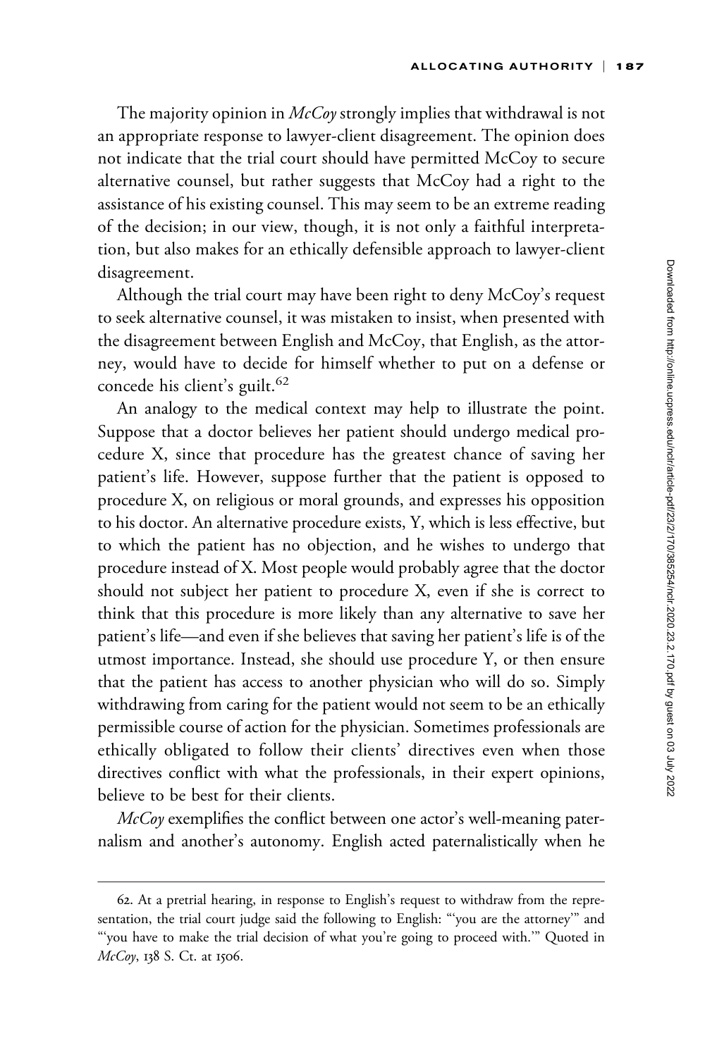The majority opinion in *McCoy* strongly implies that withdrawal is not an appropriate response to lawyer-client disagreement. The opinion does not indicate that the trial court should have permitted McCoy to secure alternative counsel, but rather suggests that McCoy had a right to the assistance of his existing counsel. This may seem to be an extreme reading of the decision; in our view, though, it is not only a faithful interpretation, but also makes for an ethically defensible approach to lawyer-client disagreement.

Although the trial court may have been right to deny McCoy's request to seek alternative counsel, it was mistaken to insist, when presented with the disagreement between English and McCoy, that English, as the attorney, would have to decide for himself whether to put on a defense or concede his client's guilt.[62]

An analogy to the medical context may help to illustrate the point. Suppose that a doctor believes her patient should undergo medical procedure X, since that procedure has the greatest chance of saving her patient's life. However, suppose further that the patient is opposed to procedure X, on religious or moral grounds, and expresses his opposition to his doctor. An alternative procedure exists, Y, which is less effective, but to which the patient has no objection, and he wishes to undergo that procedure instead of X. Most people would probably agree that the doctor should not subject her patient to procedure X, even if she is correct to think that this procedure is more likely than any alternative to save her patient's life—and even if she believes that saving her patient's life is of the utmost importance. Instead, she should use procedure Y, or then ensure that the patient has access to another physician who will do so. Simply withdrawing from caring for the patient would not seem to be an ethically permissible course of action for the physician. Sometimes professionals are ethically obligated to follow their clients' directives even when those directives conflict with what the professionals, in their expert opinions, believe to be best for their clients.

*McCoy* exemplifies the conflict between one actor's well-meaning paternalism and another's autonomy. English acted paternalistically when he

---

62. At a pretrial hearing, in response to English's request to withdraw from the representation, the trial court judge said the following to English: "'you are the attorney'" and "'you have to make the trial decision of what you're going to proceed with.'" Quoted in *McCoy*, 138 S. Ct. at 1506.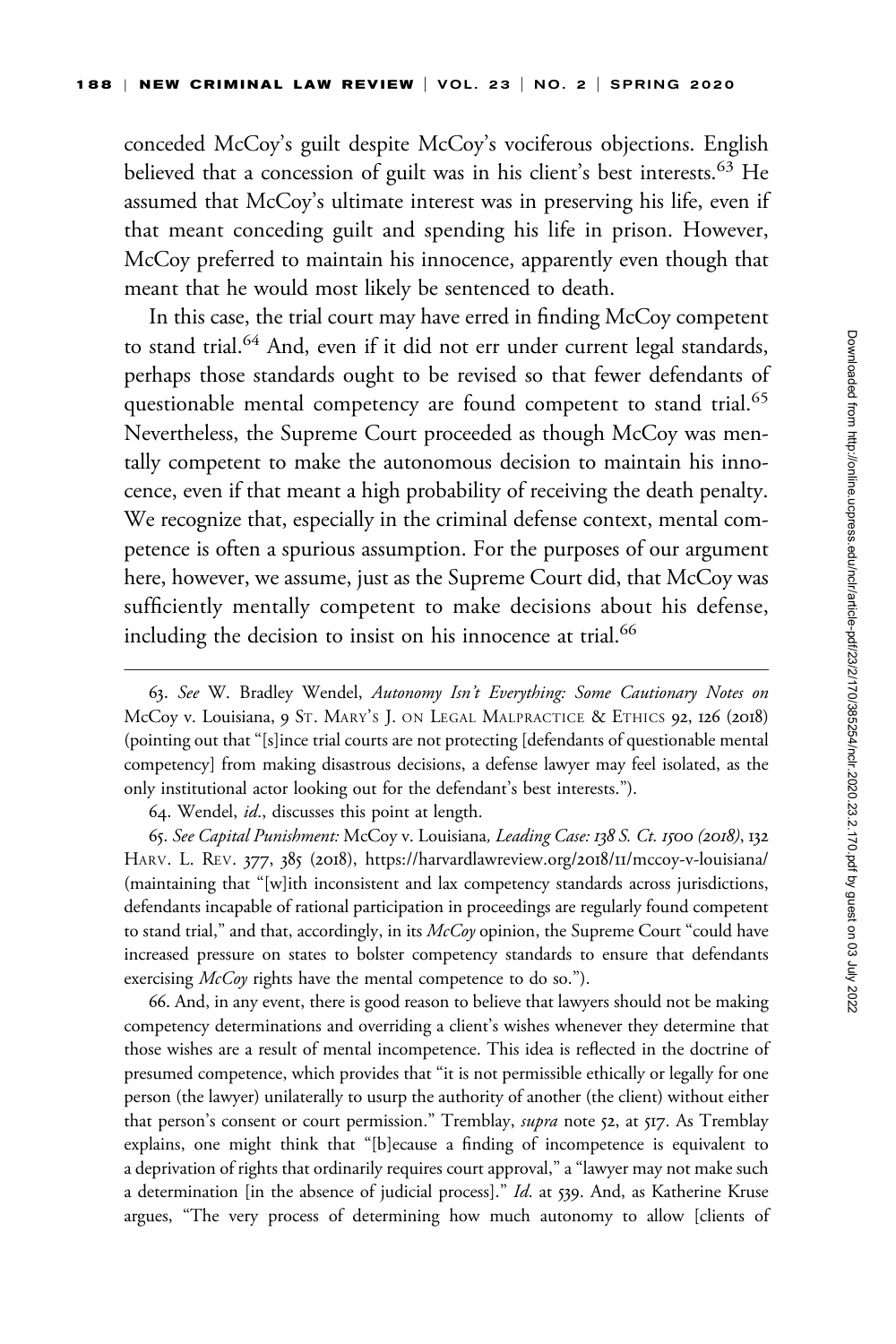conceded McCoy's guilt despite McCoy's vociferous objections. English believed that a concession of guilt was in his client's best interests.[63] He assumed that McCoy's ultimate interest was in preserving his life, even if that meant conceding guilt and spending his life in prison. However, McCoy preferred to maintain his innocence, apparently even though that meant that he would most likely be sentenced to death.

In this case, the trial court may have erred in finding McCoy competent to stand trial.[64] And, even if it did not err under current legal standards, perhaps those standards ought to be revised so that fewer defendants of questionable mental competency are found competent to stand trial.[65] Nevertheless, the Supreme Court proceeded as though McCoy was mentally competent to make the autonomous decision to maintain his innocence, even if that meant a high probability of receiving the death penalty. We recognize that, especially in the criminal defense context, mental competence is often a spurious assumption. For the purposes of our argument here, however, we assume, just as the Supreme Court did, that McCoy was sufficiently mentally competent to make decisions about his defense, including the decision to insist on his innocence at trial.[66]

---

63. *See* W. Bradley Wendel, *Autonomy Isn't Everything: Some Cautionary Notes on* McCoy v. Louisiana, 9 St. Mary's J. on Legal Malpractice & Ethics 92, 126 (2018) (pointing out that "[s]ince trial courts are not protecting [defendants of questionable mental competency] from making disastrous decisions, a defense lawyer may feel isolated, as the only institutional actor looking out for the defendant's best interests.").

64. Wendel, *id.*, discusses this point at length.

65. *See Capital Punishment:* McCoy v. Louisiana*, Leading Case: 138 S. Ct. 1500 (2018)*, 132 Harv. L. Rev. 377, 385 (2018), https://harvardlawreview.org/2018/11/mccoy-v-louisiana/ (maintaining that "[w]ith inconsistent and lax competency standards across jurisdictions, defendants incapable of rational participation in proceedings are regularly found competent to stand trial," and that, accordingly, in its *McCoy* opinion, the Supreme Court "could have increased pressure on states to bolster competency standards to ensure that defendants exercising *McCoy* rights have the mental competence to do so.").

66. And, in any event, there is good reason to believe that lawyers should not be making competency determinations and overriding a client's wishes whenever they determine that those wishes are a result of mental incompetence. This idea is reflected in the doctrine of presumed competence, which provides that "it is not permissible ethically or legally for one person (the lawyer) unilaterally to usurp the authority of another (the client) without either that person's consent or court permission." Tremblay, *supra* note 52, at 517. As Tremblay explains, one might think that "[b]ecause a finding of incompetence is equivalent to a deprivation of rights that ordinarily requires court approval," a "lawyer may not make such a determination [in the absence of judicial process]." *Id.* at 539. And, as Katherine Kruse argues, "The very process of determining how much autonomy to allow [clients of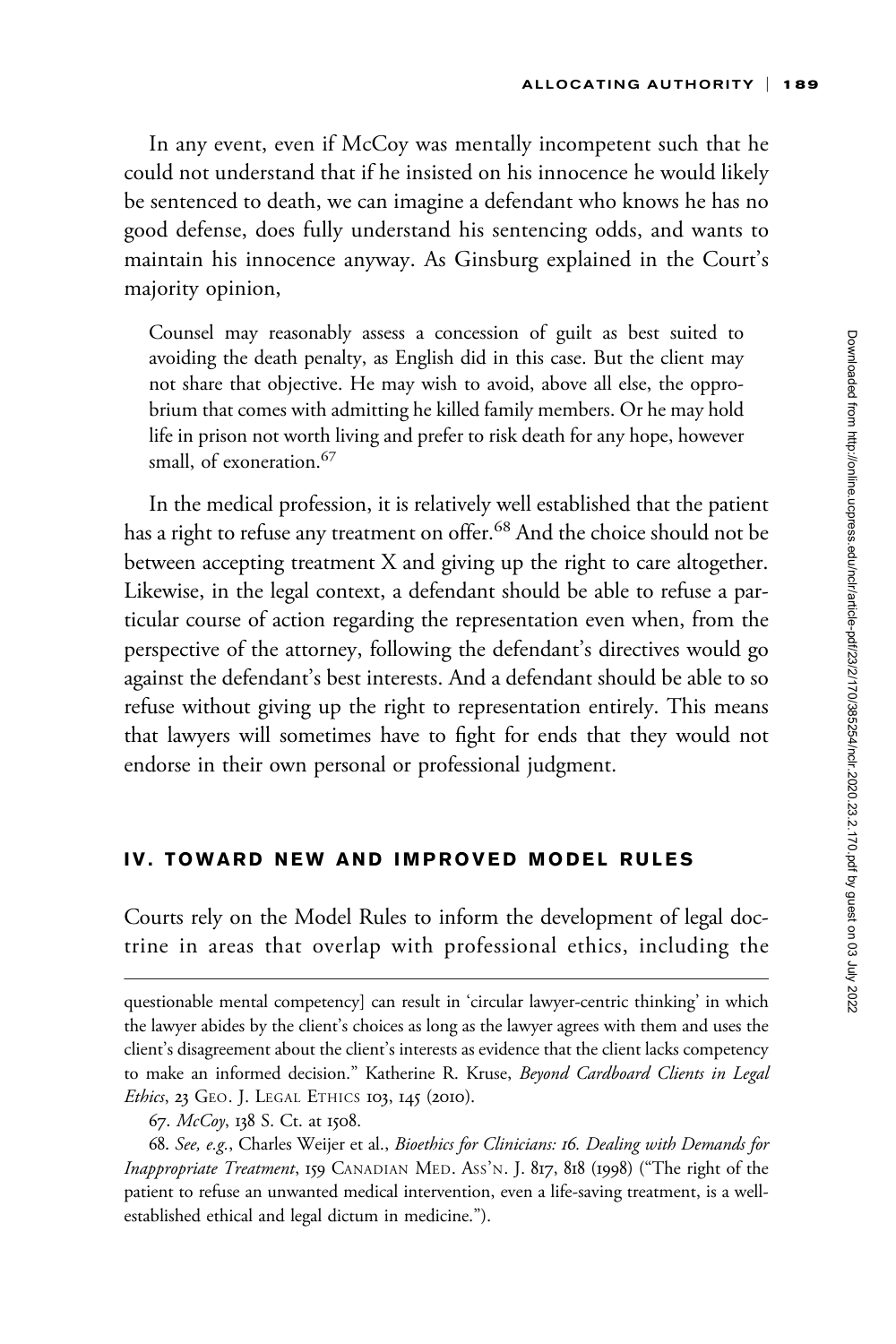In any event, even if McCoy was mentally incompetent such that he could not understand that if he insisted on his innocence he would likely be sentenced to death, we can imagine a defendant who knows he has no good defense, does fully understand his sentencing odds, and wants to maintain his innocence anyway. As Ginsburg explained in the Court's majority opinion,

> Counsel may reasonably assess a concession of guilt as best suited to avoiding the death penalty, as English did in this case. But the client may not share that objective. He may wish to avoid, above all else, the opprobrium that comes with admitting he killed family members. Or he may hold life in prison not worth living and prefer to risk death for any hope, however small, of exoneration.[67]

In the medical profession, it is relatively well established that the patient has a right to refuse any treatment on offer.[68] And the choice should not be between accepting treatment X and giving up the right to care altogether. Likewise, in the legal context, a defendant should be able to refuse a particular course of action regarding the representation even when, from the perspective of the attorney, following the defendant's directives would go against the defendant's best interests. And a defendant should be able to so refuse without giving up the right to representation entirely. This means that lawyers will sometimes have to fight for ends that they would not endorse in their own personal or professional judgment.

## IV. TOWARD NEW AND IMPROVED MODEL RULES

Courts rely on the Model Rules to inform the development of legal doctrine in areas that overlap with professional ethics, including the

---

questionable mental competency] can result in 'circular lawyer-centric thinking' in which the lawyer abides by the client's choices as long as the lawyer agrees with them and uses the client's disagreement about the client's interests as evidence that the client lacks competency to make an informed decision." Katherine R. Kruse, *Beyond Cardboard Clients in Legal Ethics*, 23 GEO. J. LEGAL ETHICS 103, 145 (2010).

67. *McCoy*, 138 S. Ct. at 1508.

68. *See, e.g.*, Charles Weijer et al., *Bioethics for Clinicians: 16. Dealing with Demands for Inappropriate Treatment*, 159 CANADIAN MED. ASS'N. J. 817, 818 (1998) ("The right of the patient to refuse an unwanted medical intervention, even a life-saving treatment, is a well-established ethical and legal dictum in medicine.").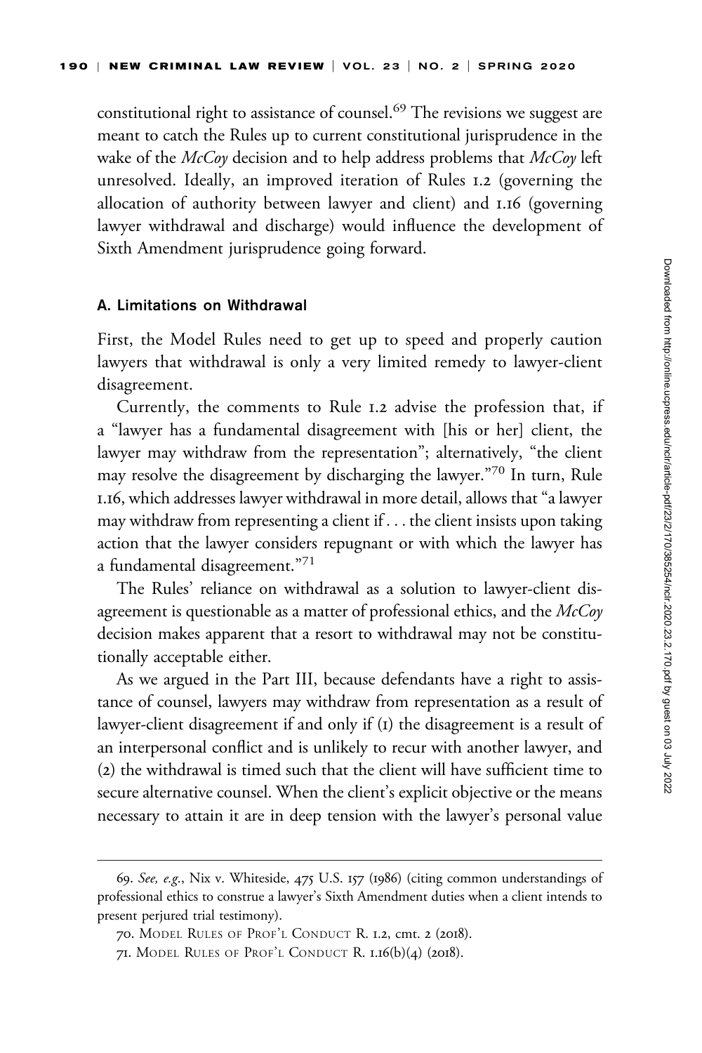constitutional right to assistance of counsel.[69] The revisions we suggest are meant to catch the Rules up to current constitutional jurisprudence in the wake of the *McCoy* decision and to help address problems that *McCoy* left unresolved. Ideally, an improved iteration of Rules 1.2 (governing the allocation of authority between lawyer and client) and 1.16 (governing lawyer withdrawal and discharge) would influence the development of Sixth Amendment jurisprudence going forward.

### A. Limitations on Withdrawal

First, the Model Rules need to get up to speed and properly caution lawyers that withdrawal is only a very limited remedy to lawyer-client disagreement.

Currently, the comments to Rule 1.2 advise the profession that, if a "lawyer has a fundamental disagreement with [his or her] client, the lawyer may withdraw from the representation"; alternatively, "the client may resolve the disagreement by discharging the lawyer."[70] In turn, Rule 1.16, which addresses lawyer withdrawal in more detail, allows that "a lawyer may withdraw from representing a client if . . . the client insists upon taking action that the lawyer considers repugnant or with which the lawyer has a fundamental disagreement."[71]

The Rules' reliance on withdrawal as a solution to lawyer-client disagreement is questionable as a matter of professional ethics, and the *McCoy* decision makes apparent that a resort to withdrawal may not be constitutionally acceptable either.

As we argued in the Part III, because defendants have a right to assistance of counsel, lawyers may withdraw from representation as a result of lawyer-client disagreement if and only if (1) the disagreement is a result of an interpersonal conflict and is unlikely to recur with another lawyer, and (2) the withdrawal is timed such that the client will have sufficient time to secure alternative counsel. When the client's explicit objective or the means necessary to attain it are in deep tension with the lawyer's personal value

---

69. *See, e.g.*, Nix v. Whiteside, 475 U.S. 157 (1986) (citing common understandings of professional ethics to construe a lawyer's Sixth Amendment duties when a client intends to present perjured trial testimony).

70. Model Rules of Prof'l Conduct R. 1.2, cmt. 2 (2018).

71. Model Rules of Prof'l Conduct R. 1.16(b)(4) (2018).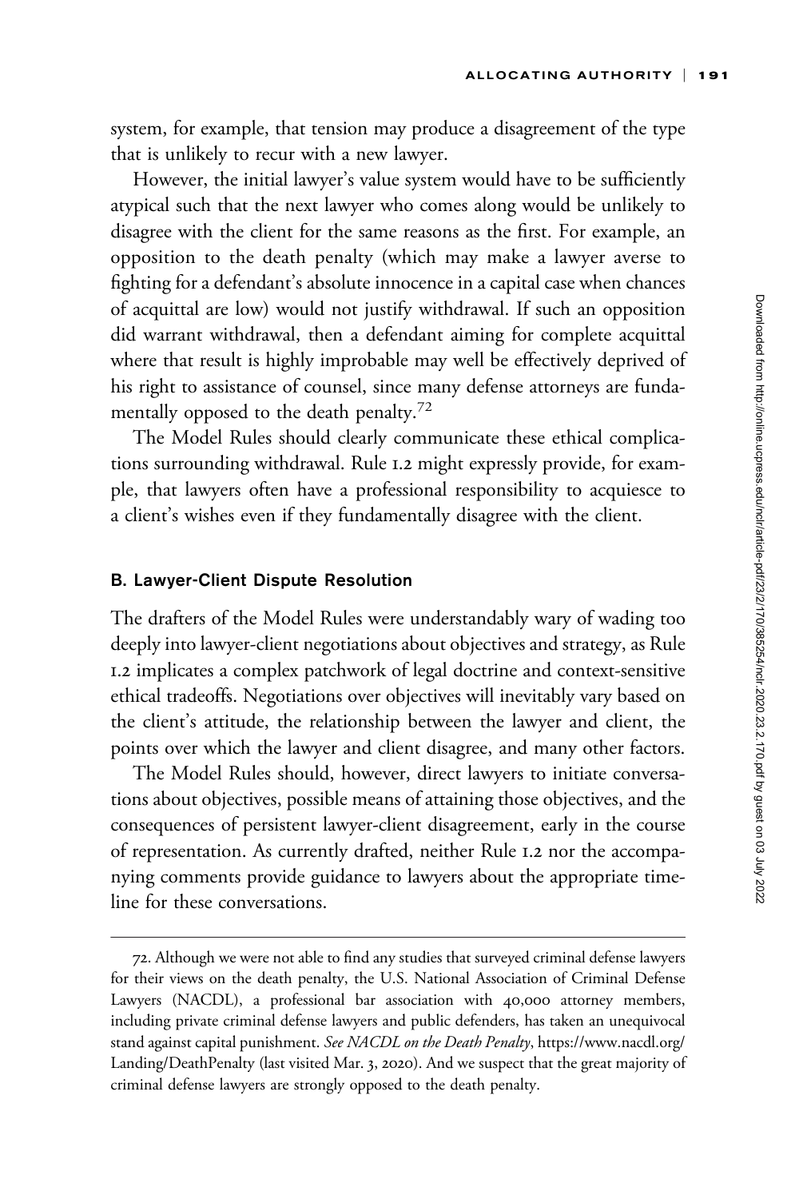system, for example, that tension may produce a disagreement of the type that is unlikely to recur with a new lawyer.

However, the initial lawyer's value system would have to be sufficiently atypical such that the next lawyer who comes along would be unlikely to disagree with the client for the same reasons as the first. For example, an opposition to the death penalty (which may make a lawyer averse to fighting for a defendant's absolute innocence in a capital case when chances of acquittal are low) would not justify withdrawal. If such an opposition did warrant withdrawal, then a defendant aiming for complete acquittal where that result is highly improbable may well be effectively deprived of his right to assistance of counsel, since many defense attorneys are fundamentally opposed to the death penalty.[72]

The Model Rules should clearly communicate these ethical complications surrounding withdrawal. Rule 1.2 might expressly provide, for example, that lawyers often have a professional responsibility to acquiesce to a client's wishes even if they fundamentally disagree with the client.

### B. Lawyer-Client Dispute Resolution

The drafters of the Model Rules were understandably wary of wading too deeply into lawyer-client negotiations about objectives and strategy, as Rule 1.2 implicates a complex patchwork of legal doctrine and context-sensitive ethical tradeoffs. Negotiations over objectives will inevitably vary based on the client's attitude, the relationship between the lawyer and client, the points over which the lawyer and client disagree, and many other factors.

The Model Rules should, however, direct lawyers to initiate conversations about objectives, possible means of attaining those objectives, and the consequences of persistent lawyer-client disagreement, early in the course of representation. As currently drafted, neither Rule 1.2 nor the accompanying comments provide guidance to lawyers about the appropriate timeline for these conversations.

---

72. Although we were not able to find any studies that surveyed criminal defense lawyers for their views on the death penalty, the U.S. National Association of Criminal Defense Lawyers (NACDL), a professional bar association with 40,000 attorney members, including private criminal defense lawyers and public defenders, has taken an unequivocal stand against capital punishment. *See NACDL on the Death Penalty*, https://www.nacdl.org/Landing/DeathPenalty (last visited Mar. 3, 2020). And we suspect that the great majority of criminal defense lawyers are strongly opposed to the death penalty.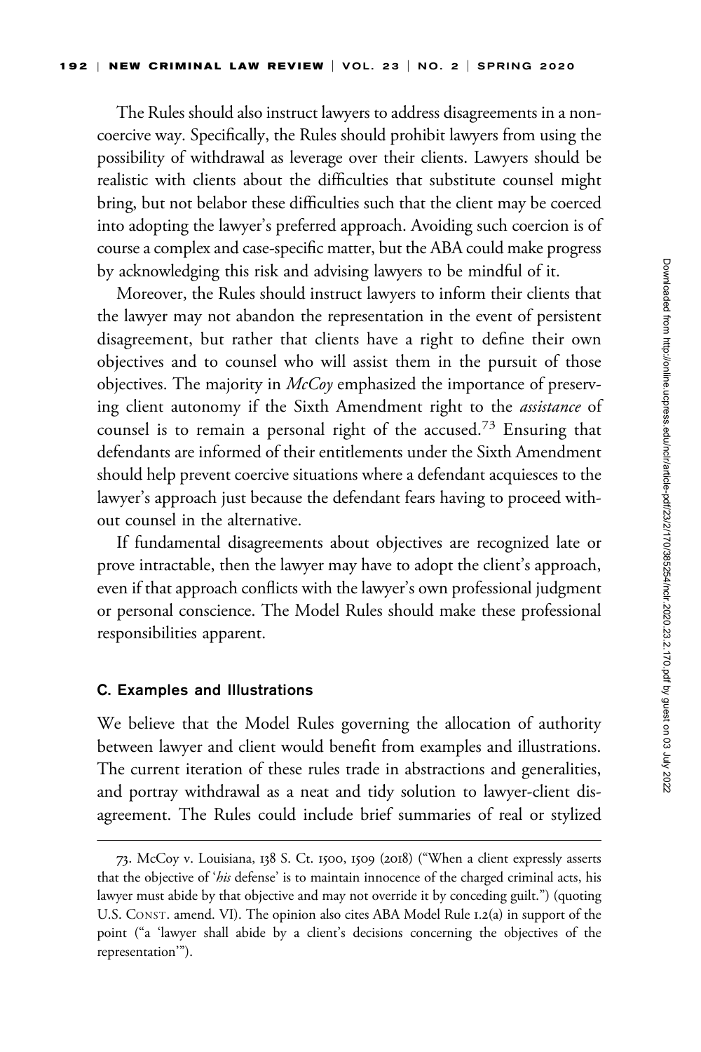The Rules should also instruct lawyers to address disagreements in a noncoercive way. Specifically, the Rules should prohibit lawyers from using the possibility of withdrawal as leverage over their clients. Lawyers should be realistic with clients about the difficulties that substitute counsel might bring, but not belabor these difficulties such that the client may be coerced into adopting the lawyer's preferred approach. Avoiding such coercion is of course a complex and case-specific matter, but the ABA could make progress by acknowledging this risk and advising lawyers to be mindful of it.

Moreover, the Rules should instruct lawyers to inform their clients that the lawyer may not abandon the representation in the event of persistent disagreement, but rather that clients have a right to define their own objectives and to counsel who will assist them in the pursuit of those objectives. The majority in *McCoy* emphasized the importance of preserving client autonomy if the Sixth Amendment right to the *assistance* of counsel is to remain a personal right of the accused.[73] Ensuring that defendants are informed of their entitlements under the Sixth Amendment should help prevent coercive situations where a defendant acquiesces to the lawyer's approach just because the defendant fears having to proceed without counsel in the alternative.

If fundamental disagreements about objectives are recognized late or prove intractable, then the lawyer may have to adopt the client's approach, even if that approach conflicts with the lawyer's own professional judgment or personal conscience. The Model Rules should make these professional responsibilities apparent.

### C. Examples and Illustrations

We believe that the Model Rules governing the allocation of authority between lawyer and client would benefit from examples and illustrations. The current iteration of these rules trade in abstractions and generalities, and portray withdrawal as a neat and tidy solution to lawyer-client disagreement. The Rules could include brief summaries of real or stylized

---

73. McCoy v. Louisiana, 138 S. Ct. 1500, 1509 (2018) ("When a client expressly asserts that the objective of '*his* defense' is to maintain innocence of the charged criminal acts, his lawyer must abide by that objective and may not override it by conceding guilt.") (quoting U.S. CONST. amend. VI). The opinion also cites ABA Model Rule 1.2(a) in support of the point ("a 'lawyer shall abide by a client's decisions concerning the objectives of the representation'").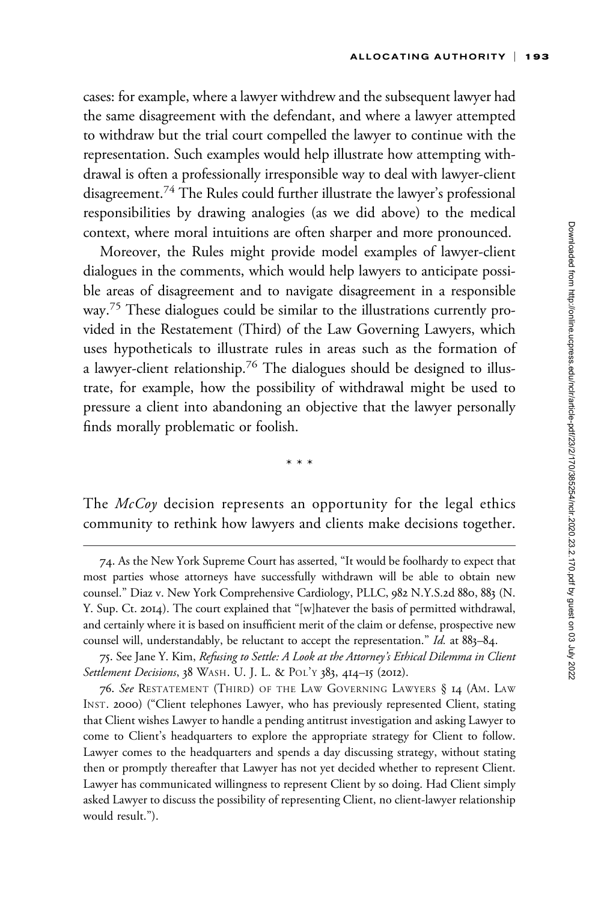cases: for example, where a lawyer withdrew and the subsequent lawyer had the same disagreement with the defendant, and where a lawyer attempted to withdraw but the trial court compelled the lawyer to continue with the representation. Such examples would help illustrate how attempting withdrawal is often a professionally irresponsible way to deal with lawyer-client disagreement.[74] The Rules could further illustrate the lawyer's professional responsibilities by drawing analogies (as we did above) to the medical context, where moral intuitions are often sharper and more pronounced.

Moreover, the Rules might provide model examples of lawyer-client dialogues in the comments, which would help lawyers to anticipate possible areas of disagreement and to navigate disagreement in a responsible way.[75] These dialogues could be similar to the illustrations currently provided in the Restatement (Third) of the Law Governing Lawyers, which uses hypotheticals to illustrate rules in areas such as the formation of a lawyer-client relationship.[76] The dialogues should be designed to illustrate, for example, how the possibility of withdrawal might be used to pressure a client into abandoning an objective that the lawyer personally finds morally problematic or foolish.

\* \* \*

The *McCoy* decision represents an opportunity for the legal ethics community to rethink how lawyers and clients make decisions together.

---

74. As the New York Supreme Court has asserted, "It would be foolhardy to expect that most parties whose attorneys have successfully withdrawn will be able to obtain new counsel." Diaz v. New York Comprehensive Cardiology, PLLC, 982 N.Y.S.2d 880, 883 (N.Y. Sup. Ct. 2014). The court explained that "[w]hatever the basis of permitted withdrawal, and certainly where it is based on insufficient merit of the claim or defense, prospective new counsel will, understandably, be reluctant to accept the representation." *Id.* at 883–84.

75. See Jane Y. Kim, *Refusing to Settle: A Look at the Attorney's Ethical Dilemma in Client Settlement Decisions*, 38 WASH. U. J. L. & POL'Y 383, 414–15 (2012).

76. *See* RESTATEMENT (THIRD) OF THE LAW GOVERNING LAWYERS § 14 (AM. LAW INST. 2000) ("Client telephones Lawyer, who has previously represented Client, stating that Client wishes Lawyer to handle a pending antitrust investigation and asking Lawyer to come to Client's headquarters to explore the appropriate strategy for Client to follow. Lawyer comes to the headquarters and spends a day discussing strategy, without stating then or promptly thereafter that Lawyer has not yet decided whether to represent Client. Lawyer has communicated willingness to represent Client by so doing. Had Client simply asked Lawyer to discuss the possibility of representing Client, no client-lawyer relationship would result.").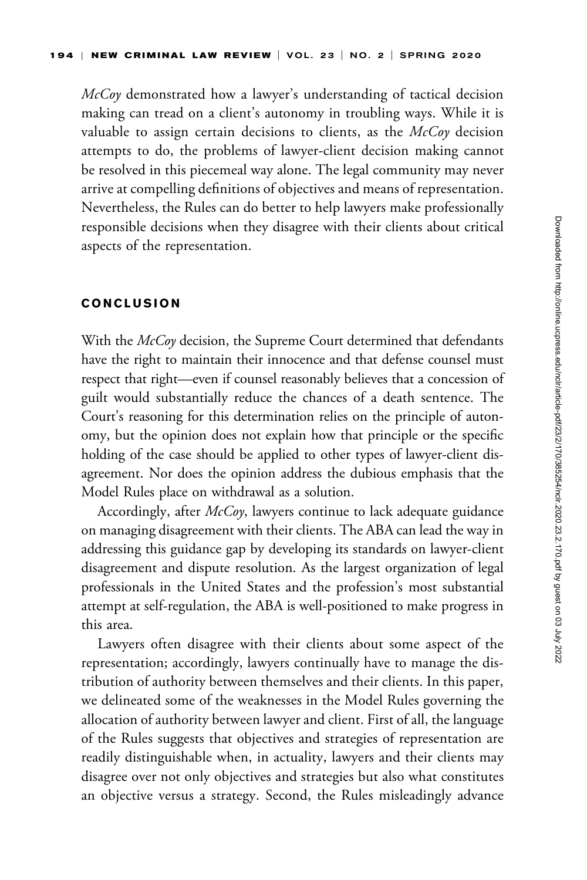*McCoy* demonstrated how a lawyer's understanding of tactical decision making can tread on a client's autonomy in troubling ways. While it is valuable to assign certain decisions to clients, as the *McCoy* decision attempts to do, the problems of lawyer-client decision making cannot be resolved in this piecemeal way alone. The legal community may never arrive at compelling definitions of objectives and means of representation. Nevertheless, the Rules can do better to help lawyers make professionally responsible decisions when they disagree with their clients about critical aspects of the representation.

## CONCLUSION

With the *McCoy* decision, the Supreme Court determined that defendants have the right to maintain their innocence and that defense counsel must respect that right—even if counsel reasonably believes that a concession of guilt would substantially reduce the chances of a death sentence. The Court's reasoning for this determination relies on the principle of autonomy, but the opinion does not explain how that principle or the specific holding of the case should be applied to other types of lawyer-client disagreement. Nor does the opinion address the dubious emphasis that the Model Rules place on withdrawal as a solution.

Accordingly, after *McCoy*, lawyers continue to lack adequate guidance on managing disagreement with their clients. The ABA can lead the way in addressing this guidance gap by developing its standards on lawyer-client disagreement and dispute resolution. As the largest organization of legal professionals in the United States and the profession's most substantial attempt at self-regulation, the ABA is well-positioned to make progress in this area.

Lawyers often disagree with their clients about some aspect of the representation; accordingly, lawyers continually have to manage the distribution of authority between themselves and their clients. In this paper, we delineated some of the weaknesses in the Model Rules governing the allocation of authority between lawyer and client. First of all, the language of the Rules suggests that objectives and strategies of representation are readily distinguishable when, in actuality, lawyers and their clients may disagree over not only objectives and strategies but also what constitutes an objective versus a strategy. Second, the Rules misleadingly advance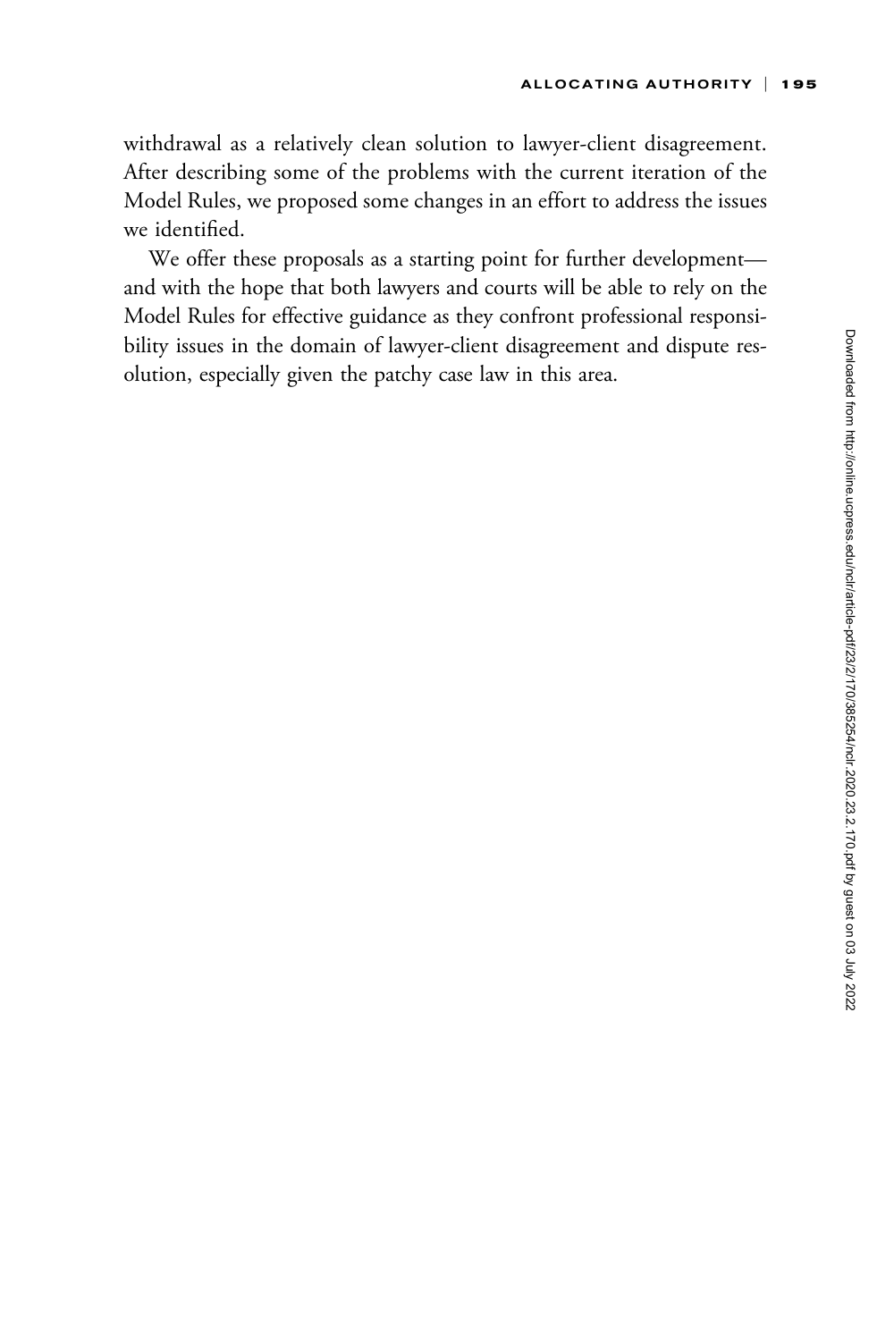withdrawal as a relatively clean solution to lawyer-client disagreement. After describing some of the problems with the current iteration of the Model Rules, we proposed some changes in an effort to address the issues we identified.

We offer these proposals as a starting point for further development—and with the hope that both lawyers and courts will be able to rely on the Model Rules for effective guidance as they confront professional responsibility issues in the domain of lawyer-client disagreement and dispute resolution, especially given the patchy case law in this area.